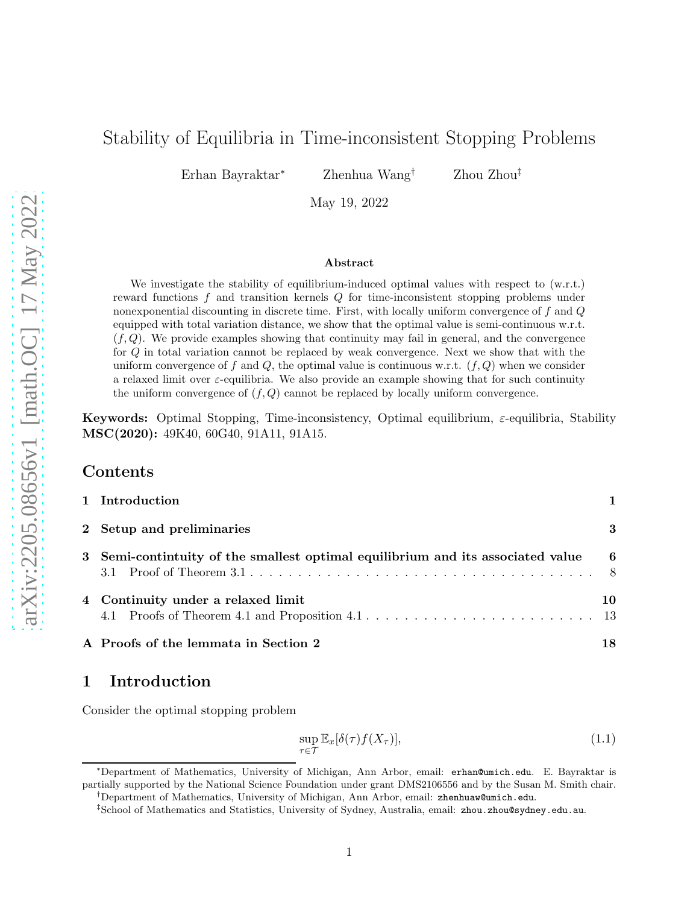# Stability of Equilibria in Time-inconsistent Stopping Problems

Erhan Bayraktar[*] Zhenhua Wang[†] Zhou Zhou[‡]

May 19, 2022

### Abstract

We investigate the stability of equilibrium-induced optimal values with respect to (w.r.t.) reward functions $f$ and transition kernels $Q$ for time-inconsistent stopping problems under nonexponential discounting in discrete time. First, with locally uniform convergence of $f$ and $Q$ equipped with total variation distance, we show that the optimal value is semi-continuous w.r.t. $(f, Q)$. We provide examples showing that continuity may fail in general, and the convergence for $Q$ in total variation cannot be replaced by weak convergence. Next we show that with the uniform convergence of $f$ and $Q$, the optimal value is continuous w.r.t. $(f, Q)$ when we consider a relaxed limit over $\varepsilon$-equilibria. We also provide an example showing that for such continuity the uniform convergence of $(f, Q)$ cannot be replaced by locally uniform convergence.

**Keywords:** Optimal Stopping, Time-inconsistency, Optimal equilibrium, $\varepsilon$-equilibria, Stability
**MSC(2020):** 49K40, 60G40, 91A11, 91A15.

## Contents

1 Introduction — 1

2 Setup and preliminaries — 3

3 Semi-contintuity of the smallest optimal equilibrium and its associated value — 6
  3.1 Proof of Theorem 3.1 — 8

4 Continuity under a relaxed limit — 10
  4.1 Proofs of Theorem 4.1 and Proposition 4.1 — 13

A Proofs of the lemmata in Section 2 — 18

## 1 Introduction

Consider the optimal stopping problem

$$\sup_{\tau\in\mathcal{T}} \mathbb{E}_x[\delta(\tau) f(X_\tau)], \tag{1.1}$$

---

[*]Department of Mathematics, University of Michigan, Ann Arbor, email: erhan@umich.edu. E. Bayraktar is partially supported by the National Science Foundation under grant DMS2106556 and by the Susan M. Smith chair.

[†]Department of Mathematics, University of Michigan, Ann Arbor, email: zhenhuaw@umich.edu.

[‡]School of Mathematics and Statistics, University of Sydney, Australia, email: zhou.zhou@sydney.edu.au.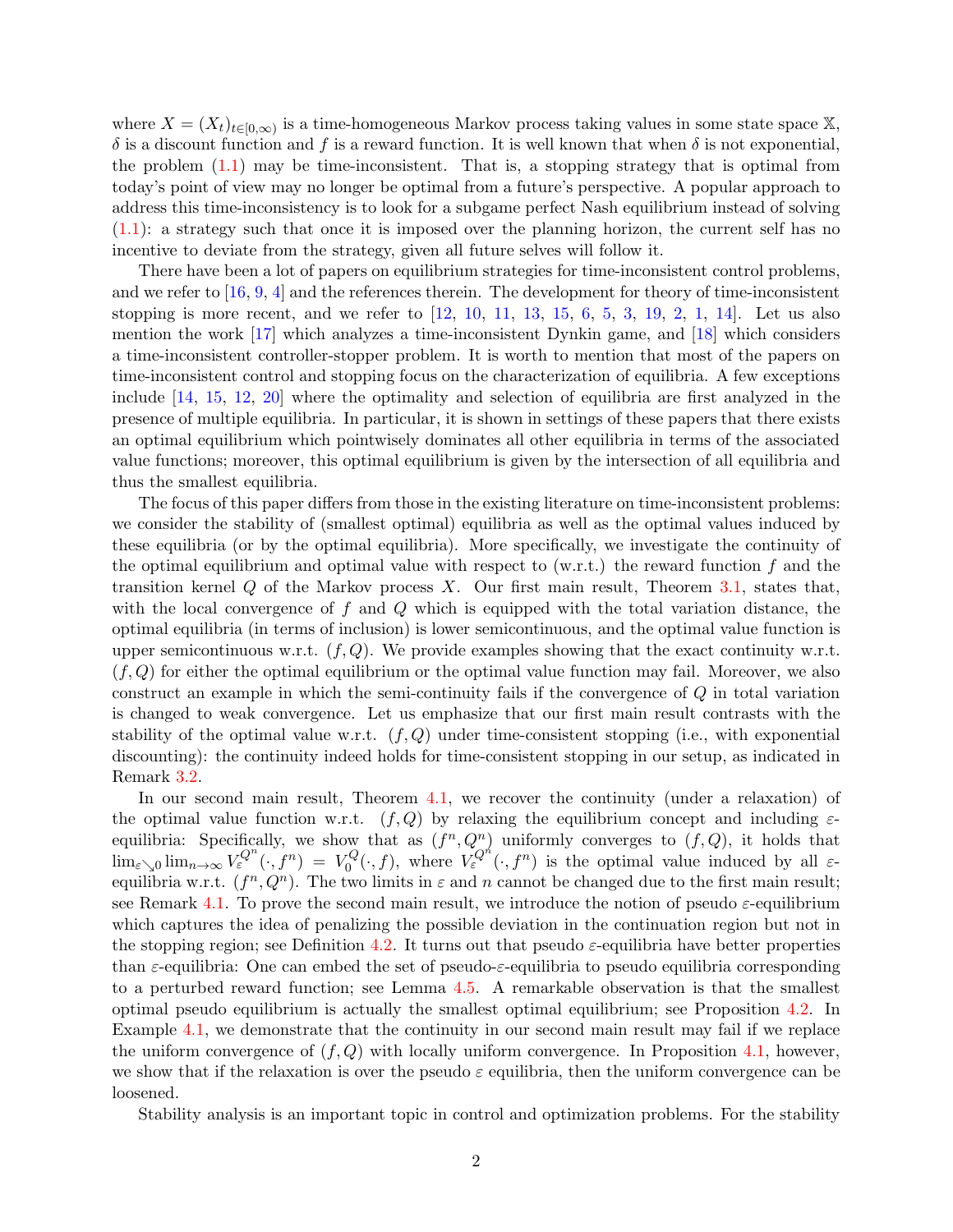where $X = (X_t)_{t\in[0,\infty)}$ is a time-homogeneous Markov process taking values in some state space $\mathbb{X}$, $\delta$ is a discount function and $f$ is a reward function. It is well known that when $\delta$ is not exponential, the problem (1.1) may be time-inconsistent. That is, a stopping strategy that is optimal from today's point of view may no longer be optimal from a future's perspective. A popular approach to address this time-inconsistency is to look for a subgame perfect Nash equilibrium instead of solving (1.1): a strategy such that once it is imposed over the planning horizon, the current self has no incentive to deviate from the strategy, given all future selves will follow it.

There have been a lot of papers on equilibrium strategies for time-inconsistent control problems, and we refer to [16, 9, 4] and the references therein. The development for theory of time-inconsistent stopping is more recent, and we refer to [12, 10, 11, 13, 15, 6, 5, 3, 19, 2, 1, 14]. Let us also mention the work [17] which analyzes a time-inconsistent Dynkin game, and [18] which considers a time-inconsistent controller-stopper problem. It is worth to mention that most of the papers on time-inconsistent control and stopping focus on the characterization of equilibria. A few exceptions include [14, 15, 12, 20] where the optimality and selection of equilibria are first analyzed in the presence of multiple equilibria. In particular, it is shown in settings of these papers that there exists an optimal equilibrium which pointwisely dominates all other equilibria in terms of the associated value functions; moreover, this optimal equilibrium is given by the intersection of all equilibria and thus the smallest equilibria.

The focus of this paper differs from those in the existing literature on time-inconsistent problems: we consider the stability of (smallest optimal) equilibria as well as the optimal values induced by these equilibria (or by the optimal equilibria). More specifically, we investigate the continuity of the optimal equilibrium and optimal value with respect to (w.r.t.) the reward function $f$ and the transition kernel $Q$ of the Markov process $X$. Our first main result, Theorem 3.1, states that, with the local convergence of $f$ and $Q$ which is equipped with the total variation distance, the optimal equilibria (in terms of inclusion) is lower semicontinuous, and the optimal value function is upper semicontinuous w.r.t. $(f, Q)$. We provide examples showing that the exact continuity w.r.t. $(f, Q)$ for either the optimal equilibrium or the optimal value function may fail. Moreover, we also construct an example in which the semi-continuity fails if the convergence of $Q$ in total variation is changed to weak convergence. Let us emphasize that our first main result contrasts with the stability of the optimal value w.r.t. $(f, Q)$ under time-consistent stopping (i.e., with exponential discounting): the continuity indeed holds for time-consistent stopping in our setup, as indicated in Remark 3.2.

In our second main result, Theorem 4.1, we recover the continuity (under a relaxation) of the optimal value function w.r.t. $(f, Q)$ by relaxing the equilibrium concept and including $\varepsilon$-equilibria: Specifically, we show that as $(f^n, Q^n)$ uniformly converges to $(f, Q)$, it holds that $\lim_{\varepsilon\searrow 0}\lim_{n\to\infty} V_\varepsilon^{Q^n}(\cdot, f^n) = V_0^{Q}(\cdot, f)$, where $V_\varepsilon^{Q^n}(\cdot, f^n)$ is the optimal value induced by all $\varepsilon$-equilibria w.r.t. $(f^n, Q^n)$. The two limits in $\varepsilon$ and $n$ cannot be changed due to the first main result; see Remark 4.1. To prove the second main result, we introduce the notion of pseudo $\varepsilon$-equilibrium which captures the idea of penalizing the possible deviation in the continuation region but not in the stopping region; see Definition 4.2. It turns out that pseudo $\varepsilon$-equilibria have better properties than $\varepsilon$-equilibria: One can embed the set of pseudo-$\varepsilon$-equilibria to pseudo equilibria corresponding to a perturbed reward function; see Lemma 4.5. A remarkable observation is that the smallest optimal pseudo equilibrium is actually the smallest optimal equilibrium; see Proposition 4.2. In Example 4.1, we demonstrate that the continuity in our second main result may fail if we replace the uniform convergence of $(f, Q)$ with locally uniform convergence. In Proposition 4.1, however, we show that if the relaxation is over the pseudo $\varepsilon$ equilibria, then the uniform convergence can be loosened.

Stability analysis is an important topic in control and optimization problems. For the stability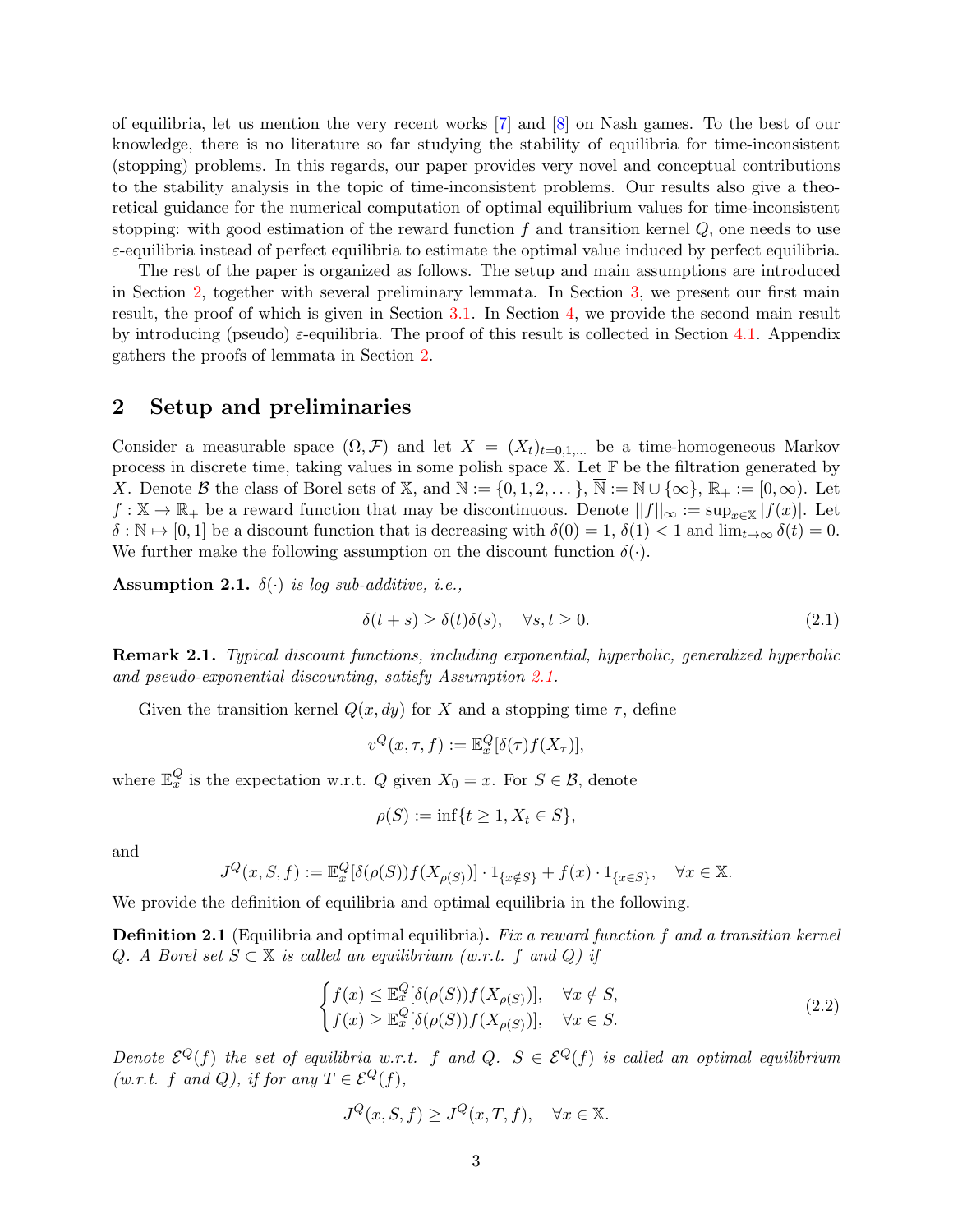of equilibria, let us mention the very recent works [7] and [8] on Nash games. To the best of our knowledge, there is no literature so far studying the stability of equilibria for time-inconsistent (stopping) problems. In this regards, our paper provides very novel and conceptual contributions to the stability analysis in the topic of time-inconsistent problems. Our results also give a theoretical guidance for the numerical computation of optimal equilibrium values for time-inconsistent stopping: with good estimation of the reward function $f$ and transition kernel $Q$, one needs to use $\varepsilon$-equilibria instead of perfect equilibria to estimate the optimal value induced by perfect equilibria.

The rest of the paper is organized as follows. The setup and main assumptions are introduced in Section 2, together with several preliminary lemmata. In Section 3, we present our first main result, the proof of which is given in Section 3.1. In Section 4, we provide the second main result by introducing (pseudo) $\varepsilon$-equilibria. The proof of this result is collected in Section 4.1. Appendix gathers the proofs of lemmata in Section 2.

## 2 Setup and preliminaries

Consider a measurable space $(\Omega, \mathcal{F})$ and let $X = (X_t)_{t=0,1,\dots}$ be a time-homogeneous Markov process in discrete time, taking values in some polish space $\mathbb{X}$. Let $\mathbb{F}$ be the filtration generated by $X$. Denote $\mathcal{B}$ the class of Borel sets of $\mathbb{X}$, and $\mathbb{N} := \{0, 1, 2, \dots\}$, $\overline{\mathbb{N}} := \mathbb{N} \cup \{\infty\}$, $\mathbb{R}_+ := [0, \infty)$. Let $f : \mathbb{X} \to \mathbb{R}_+$ be a reward function that may be discontinuous. Denote $||f||_\infty := \sup_{x \in \mathbb{X}} |f(x)|$. Let $\delta : \mathbb{N} \mapsto [0, 1]$ be a discount function that is decreasing with $\delta(0) = 1$, $\delta(1) < 1$ and $\lim_{t \to \infty} \delta(t) = 0$. We further make the following assumption on the discount function $\delta(\cdot)$.

**Assumption 2.1.** *$\delta(\cdot)$ is log sub-additive, i.e.,*

$$\delta(t + s) \geq \delta(t)\delta(s), \quad \forall s, t \geq 0. \tag{2.1}$$

**Remark 2.1.** *Typical discount functions, including exponential, hyperbolic, generalized hyperbolic and pseudo-exponential discounting, satisfy Assumption 2.1.*

Given the transition kernel $Q(x, dy)$ for $X$ and a stopping time $\tau$, define

$$v^Q(x, \tau, f) := \mathbb{E}_x^Q[\delta(\tau) f(X_\tau)],$$

where $\mathbb{E}_x^Q$ is the expectation w.r.t. $Q$ given $X_0 = x$. For $S \in \mathcal{B}$, denote

$$\rho(S) := \inf\{t \geq 1, X_t \in S\},$$

and

$$J^Q(x, S, f) := \mathbb{E}_x^Q[\delta(\rho(S)) f(X_{\rho(S)})] \cdot 1_{\{x \notin S\}} + f(x) \cdot 1_{\{x \in S\}}, \quad \forall x \in \mathbb{X}.$$

We provide the definition of equilibria and optimal equilibria in the following.

**Definition 2.1** (Equilibria and optimal equilibria)**.** *Fix a reward function $f$ and a transition kernel $Q$. A Borel set $S \subset \mathbb{X}$ is called an equilibrium (w.r.t. $f$ and $Q$) if*

$$\begin{cases} f(x) \leq \mathbb{E}_x^Q[\delta(\rho(S)) f(X_{\rho(S)})], & \forall x \notin S, \\ f(x) \geq \mathbb{E}_x^Q[\delta(\rho(S)) f(X_{\rho(S)})], & \forall x \in S. \end{cases} \tag{2.2}$$

*Denote $\mathcal{E}^Q(f)$ the set of equilibria w.r.t. $f$ and $Q$. $S \in \mathcal{E}^Q(f)$ is called an optimal equilibrium (w.r.t. $f$ and $Q$), if for any $T \in \mathcal{E}^Q(f)$,*

$$J^Q(x, S, f) \geq J^Q(x, T, f), \quad \forall x \in \mathbb{X}.$$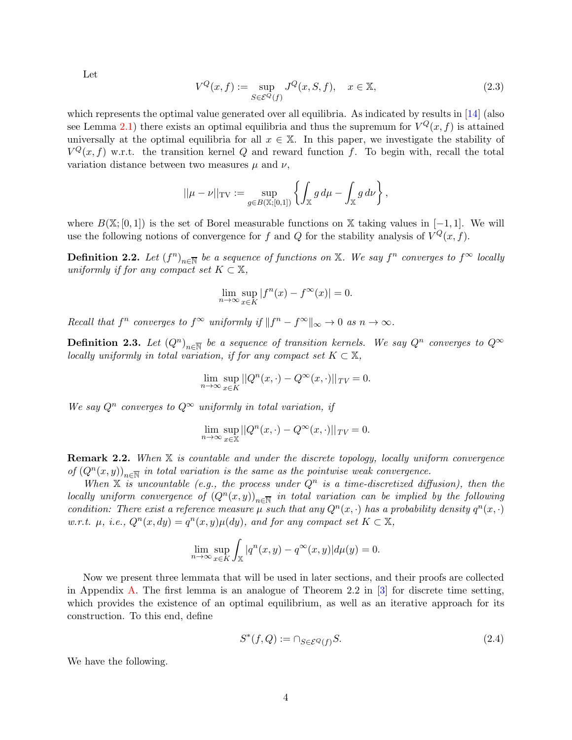Let

$$V^Q(x,f) := \sup_{S\in\mathcal{E}^Q(f)} J^Q(x,S,f), \quad x \in \mathbb{X}, \tag{2.3}$$

which represents the optimal value generated over all equilibria. As indicated by results in [14] (also see Lemma 2.1) there exists an optimal equilibria and thus the supremum for $V^Q(x,f)$ is attained universally at the optimal equilibria for all $x \in \mathbb{X}$. In this paper, we investigate the stability of $V^Q(x,f)$ w.r.t. the transition kernel $Q$ and reward function $f$. To begin with, recall the total variation distance between two measures $\mu$ and $\nu$,

$$||\mu - \nu||_{\mathrm{TV}} := \sup_{g\in B(\mathbb{X};[0,1])} \left\{ \int_{\mathbb{X}} g\, d\mu - \int_{\mathbb{X}} g\, d\nu \right\},$$

where $B(\mathbb{X};[0,1])$ is the set of Borel measurable functions on $\mathbb{X}$ taking values in $[-1,1]$. We will use the following notions of convergence for $f$ and $Q$ for the stability analysis of $V^Q(x,f)$.

**Definition 2.2.** *Let $(f^n)_{n\in\overline{\mathbb{N}}}$ be a sequence of functions on $\mathbb{X}$. We say $f^n$ converges to $f^\infty$ locally uniformly if for any compact set $K \subset \mathbb{X}$,*

$$\lim_{n\to\infty} \sup_{x\in K} |f^n(x) - f^\infty(x)| = 0.$$

*Recall that $f^n$ converges to $f^\infty$ uniformly if $\|f^n - f^\infty\|_\infty \to 0$ as $n \to \infty$.*

**Definition 2.3.** *Let $(Q^n)_{n\in\overline{\mathbb{N}}}$ be a sequence of transition kernels. We say $Q^n$ converges to $Q^\infty$ locally uniformly in total variation, if for any compact set $K \subset \mathbb{X}$,*

$$\lim_{n\to\infty} \sup_{x\in K} ||Q^n(x,\cdot) - Q^\infty(x,\cdot)||_{TV} = 0.$$

*We say $Q^n$ converges to $Q^\infty$ uniformly in total variation, if*

$$\lim_{n\to\infty} \sup_{x\in \mathbb{X}} ||Q^n(x,\cdot) - Q^\infty(x,\cdot)||_{TV} = 0.$$

**Remark 2.2.** *When $\mathbb{X}$ is countable and under the discrete topology, locally uniform convergence of $(Q^n(x,y))_{n\in\overline{\mathbb{N}}}$ in total variation is the same as the pointwise weak convergence.*

*When $\mathbb{X}$ is uncountable (e.g., the process under $Q^n$ is a time-discretized diffusion), then the locally uniform convergence of $(Q^n(x,y))_{n\in\overline{\mathbb{N}}}$ in total variation can be implied by the following condition: There exist a reference measure $\mu$ such that any $Q^n(x,\cdot)$ has a probability density $q^n(x,\cdot)$ w.r.t. $\mu$, i.e., $Q^n(x,dy) = q^n(x,y)\mu(dy)$, and for any compact set $K \subset \mathbb{X}$,*

$$\lim_{n\to\infty} \sup_{x\in K} \int_{\mathbb{X}} |q^n(x,y) - q^\infty(x,y)| d\mu(y) = 0.$$

Now we present three lemmata that will be used in later sections, and their proofs are collected in Appendix A. The first lemma is an analogue of Theorem 2.2 in [3] for discrete time setting, which provides the existence of an optimal equilibrium, as well as an iterative approach for its construction. To this end, define

$$S^*(f,Q) := \cap_{S\in\mathcal{E}^Q(f)} S. \tag{2.4}$$

We have the following.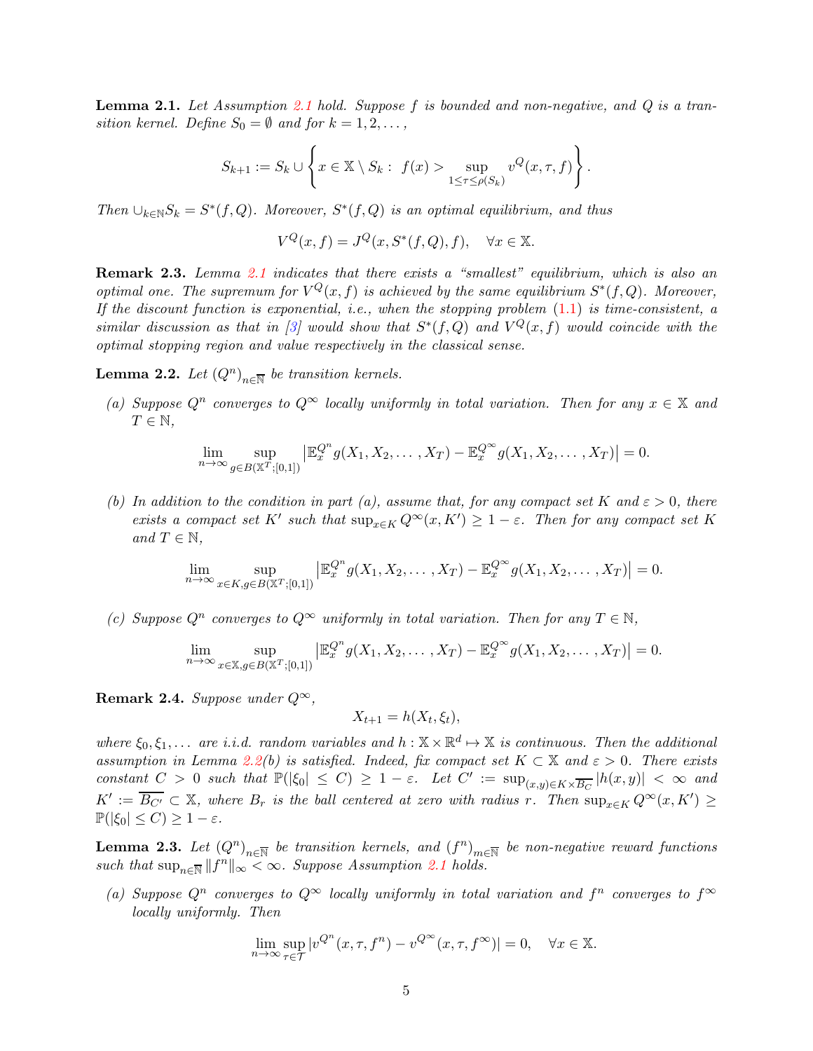**Lemma 2.1.** *Let Assumption 2.1 hold. Suppose $f$ is bounded and non-negative, and $Q$ is a transition kernel. Define $S_0 = \emptyset$ and for $k = 1, 2, \dots,$*

$$S_{k+1} := S_k \cup \left\{ x \in \mathbb{X} \setminus S_k : \; f(x) > \sup_{1 \leq \tau \leq \rho(S_k)} v^Q(x, \tau, f) \right\}.$$

*Then $\cup_{k \in \mathbb{N}} S_k = S^*(f, Q)$. Moreover, $S^*(f, Q)$ is an optimal equilibrium, and thus*

$$V^Q(x, f) = J^Q(x, S^*(f, Q), f), \quad \forall x \in \mathbb{X}.$$

**Remark 2.3.** *Lemma 2.1 indicates that there exists a "smallest" equilibrium, which is also an optimal one. The supremum for $V^Q(x, f)$ is achieved by the same equilibrium $S^*(f, Q)$. Moreover, If the discount function is exponential, i.e., when the stopping problem (1.1) is time-consistent, a similar discussion as that in [3] would show that $S^*(f, Q)$ and $V^Q(x, f)$ would coincide with the optimal stopping region and value respectively in the classical sense.*

**Lemma 2.2.** *Let $(Q^n)_{n \in \overline{\mathbb{N}}}$ be transition kernels.*

*(a) Suppose $Q^n$ converges to $Q^\infty$ locally uniformly in total variation. Then for any $x \in \mathbb{X}$ and $T \in \mathbb{N}$,*

$$\lim_{n \to \infty} \sup_{g \in B(\mathbb{X}^T; [0,1])} \left| \mathbb{E}_x^{Q^n} g(X_1, X_2, \dots, X_T) - \mathbb{E}_x^{Q^\infty} g(X_1, X_2, \dots, X_T) \right| = 0.$$

*(b) In addition to the condition in part (a), assume that, for any compact set $K$ and $\varepsilon > 0$, there exists a compact set $K'$ such that $\sup_{x \in K} Q^\infty(x, K') \geq 1 - \varepsilon$. Then for any compact set $K$ and $T \in \mathbb{N}$,*

$$\lim_{n \to \infty} \sup_{x \in K, g \in B(\mathbb{X}^T; [0,1])} \left| \mathbb{E}_x^{Q^n} g(X_1, X_2, \dots, X_T) - \mathbb{E}_x^{Q^\infty} g(X_1, X_2, \dots, X_T) \right| = 0.$$

*(c) Suppose $Q^n$ converges to $Q^\infty$ uniformly in total variation. Then for any $T \in \mathbb{N}$,*

$$\lim_{n \to \infty} \sup_{x \in \mathbb{X}, g \in B(\mathbb{X}^T; [0,1])} \left| \mathbb{E}_x^{Q^n} g(X_1, X_2, \dots, X_T) - \mathbb{E}_x^{Q^\infty} g(X_1, X_2, \dots, X_T) \right| = 0.$$

**Remark 2.4.** *Suppose under $Q^\infty$,*

$$X_{t+1} = h(X_t, \xi_t),$$

*where $\xi_0, \xi_1, \dots$ are i.i.d. random variables and $h : \mathbb{X} \times \mathbb{R}^d \mapsto \mathbb{X}$ is continuous. Then the additional assumption in Lemma 2.2(b) is satisfied. Indeed, fix compact set $K \subset \mathbb{X}$ and $\varepsilon > 0$. There exists constant $C > 0$ such that $\mathbb{P}(|\xi_0| \leq C) \geq 1 - \varepsilon$. Let $C' := \sup_{(x,y) \in K \times \overline{B_C}} |h(x, y)| < \infty$ and $K' := \overline{B_{C'}} \subset \mathbb{X}$, where $B_r$ is the ball centered at zero with radius $r$. Then $\sup_{x \in K} Q^\infty(x, K') \geq \mathbb{P}(|\xi_0| \leq C) \geq 1 - \varepsilon$.*

**Lemma 2.3.** *Let $(Q^n)_{n \in \overline{\mathbb{N}}}$ be transition kernels, and $(f^n)_{m \in \overline{\mathbb{N}}}$ be non-negative reward functions such that $\sup_{n \in \overline{\mathbb{N}}} \|f^n\|_\infty < \infty$. Suppose Assumption 2.1 holds.*

*(a) Suppose $Q^n$ converges to $Q^\infty$ locally uniformly in total variation and $f^n$ converges to $f^\infty$ locally uniformly. Then*

$$\lim_{n \to \infty} \sup_{\tau \in \mathcal{T}} |v^{Q^n}(x, \tau, f^n) - v^{Q^\infty}(x, \tau, f^\infty)| = 0, \quad \forall x \in \mathbb{X}.$$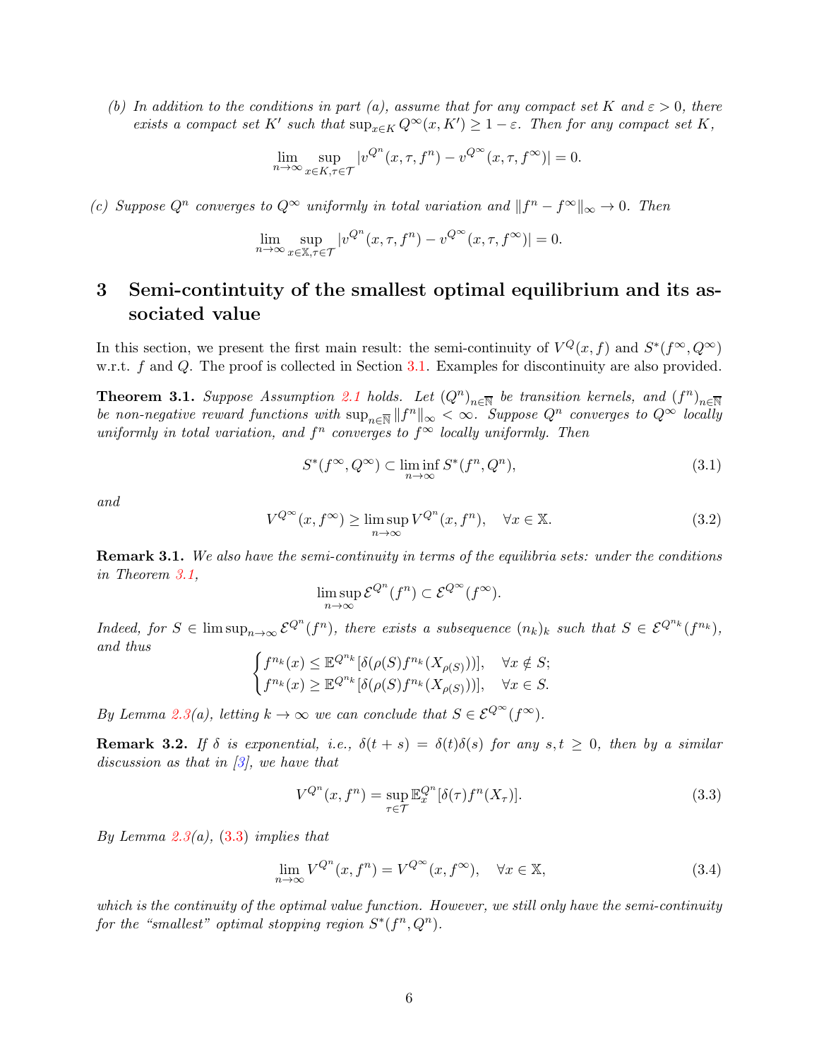*(b) In addition to the conditions in part (a), assume that for any compact set $K$ and $\varepsilon > 0$, there exists a compact set $K'$ such that $\sup_{x\in K} Q^\infty(x, K') \geq 1-\varepsilon$. Then for any compact set $K$,*

$$\lim_{n\to\infty} \sup_{x\in K, \tau\in\mathcal{T}} |v^{Q^n}(x,\tau,f^n) - v^{Q^\infty}(x,\tau,f^\infty)| = 0.$$

*(c) Suppose $Q^n$ converges to $Q^\infty$ uniformly in total variation and $\|f^n - f^\infty\|_\infty \to 0$. Then*

$$\lim_{n\to\infty} \sup_{x\in \mathbb{X}, \tau\in\mathcal{T}} |v^{Q^n}(x,\tau,f^n) - v^{Q^\infty}(x,\tau,f^\infty)| = 0.$$

# 3 Semi-contintuity of the smallest optimal equilibrium and its associated value

In this section, we present the first main result: the semi-continuity of $V^Q(x,f)$ and $S^*(f^\infty, Q^\infty)$ w.r.t. $f$ and $Q$. The proof is collected in Section 3.1. Examples for discontinuity are also provided.

**Theorem 3.1.** *Suppose Assumption 2.1 holds. Let $(Q^n)_{n\in\overline{\mathbb{N}}}$ be transition kernels, and $(f^n)_{n\in\overline{\mathbb{N}}}$ be non-negative reward functions with $\sup_{n\in\overline{\mathbb{N}}}\|f^n\|_\infty < \infty$. Suppose $Q^n$ converges to $Q^\infty$ locally uniformly in total variation, and $f^n$ converges to $f^\infty$ locally uniformly. Then*

$$S^*(f^\infty, Q^\infty) \subset \liminf_{n\to\infty} S^*(f^n, Q^n), \tag{3.1}$$

*and*

$$V^{Q^\infty}(x, f^\infty) \geq \limsup_{n\to\infty} V^{Q^n}(x,f^n), \quad \forall x\in\mathbb{X}. \tag{3.2}$$

**Remark 3.1.** *We also have the semi-continuity in terms of the equilibria sets: under the conditions in Theorem 3.1,*

$$\limsup_{n\to\infty} \mathcal{E}^{Q^n}(f^n) \subset \mathcal{E}^{Q^\infty}(f^\infty).$$

*Indeed, for $S \in \limsup_{n\to\infty}\mathcal{E}^{Q^n}(f^n)$, there exists a subsequence $(n_k)_k$ such that $S\in \mathcal{E}^{Q^{n_k}}(f^{n_k})$, and thus*

$$\begin{cases} f^{n_k}(x) \leq \mathbb{E}^{Q^{n_k}}[\delta(\rho(S) f^{n_k}(X_{\rho(S)}))], & \forall x\notin S;\\ f^{n_k}(x) \geq \mathbb{E}^{Q^{n_k}}[\delta(\rho(S) f^{n_k}(X_{\rho(S)}))], & \forall x\in S.\end{cases}$$

*By Lemma 2.3(a), letting $k\to\infty$ we can conclude that $S\in\mathcal{E}^{Q^\infty}(f^\infty)$.*

**Remark 3.2.** *If $\delta$ is exponential, i.e., $\delta(t+s) = \delta(t)\delta(s)$ for any $s,t\geq 0$, then by a similar discussion as that in [3], we have that*

$$V^{Q^n}(x,f^n) = \sup_{\tau\in\mathcal{T}} \mathbb{E}_x^{Q^n}[\delta(\tau) f^n(X_\tau)]. \tag{3.3}$$

*By Lemma 2.3(a), (3.3) implies that*

$$\lim_{n\to\infty} V^{Q^n}(x,f^n) = V^{Q^\infty}(x,f^\infty), \quad \forall x\in\mathbb{X}, \tag{3.4}$$

*which is the continuity of the optimal value function. However, we still only have the semi-continuity for the "smallest" optimal stopping region $S^*(f^n, Q^n)$.*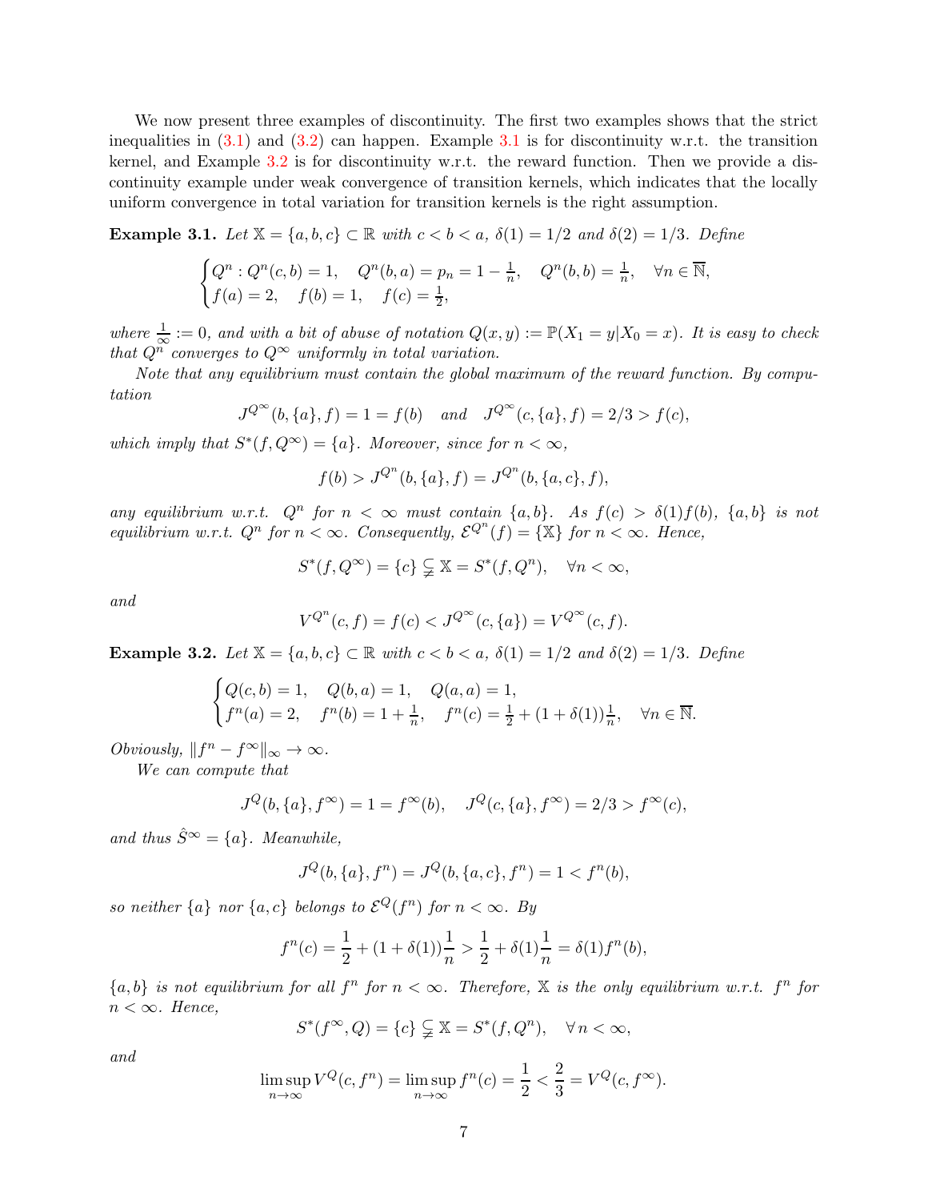We now present three examples of discontinuity. The first two examples shows that the strict inequalities in (3.1) and (3.2) can happen. Example 3.1 is for discontinuity w.r.t. the transition kernel, and Example 3.2 is for discontinuity w.r.t. the reward function. Then we provide a discontinuity example under weak convergence of transition kernels, which indicates that the locally uniform convergence in total variation for transition kernels is the right assumption.

**Example 3.1.** *Let $\mathbb{X} = \{a, b, c\} \subset \mathbb{R}$ with $c < b < a$, $\delta(1) = 1/2$ and $\delta(2) = 1/3$. Define*

$$\begin{cases} Q^n : Q^n(c, b) = 1, \quad Q^n(b, a) = p_n = 1 - \frac{1}{n}, \quad Q^n(b, b) = \frac{1}{n}, \quad \forall n \in \overline{\mathbb{N}}, \\ f(a) = 2, \quad f(b) = 1, \quad f(c) = \frac{1}{2}, \end{cases}$$

*where $\frac{1}{\infty} := 0$, and with a bit of abuse of notation $Q(x, y) := \mathbb{P}(X_1 = y | X_0 = x)$. It is easy to check that $Q^n$ converges to $Q^\infty$ uniformly in total variation.*

*Note that any equilibrium must contain the global maximum of the reward function. By computation*

$$J^{Q^\infty}(b, \{a\}, f) = 1 = f(b) \quad \text{and} \quad J^{Q^\infty}(c, \{a\}, f) = 2/3 > f(c),$$

*which imply that $S^*(f, Q^\infty) = \{a\}$. Moreover, since for $n < \infty$,*

$$f(b) > J^{Q^n}(b, \{a\}, f) = J^{Q^n}(b, \{a, c\}, f),$$

*any equilibrium w.r.t. $Q^n$ for $n < \infty$ must contain $\{a, b\}$. As $f(c) > \delta(1) f(b)$, $\{a, b\}$ is not equilibrium w.r.t. $Q^n$ for $n < \infty$. Consequently, $\mathcal{E}^{Q^n}(f) = \{\mathbb{X}\}$ for $n < \infty$. Hence,*

$$S^*(f, Q^\infty) = \{c\} \subsetneqq \mathbb{X} = S^*(f, Q^n), \quad \forall n < \infty,$$

*and*

$$V^{Q^n}(c, f) = f(c) < J^{Q^\infty}(c, \{a\}) = V^{Q^\infty}(c, f).$$

**Example 3.2.** *Let $\mathbb{X} = \{a, b, c\} \subset \mathbb{R}$ with $c < b < a$, $\delta(1) = 1/2$ and $\delta(2) = 1/3$. Define*

$$\begin{cases} Q(c, b) = 1, \quad Q(b, a) = 1, \quad Q(a, a) = 1, \\ f^n(a) = 2, \quad f^n(b) = 1 + \frac{1}{n}, \quad f^n(c) = \frac{1}{2} + (1 + \delta(1))\frac{1}{n}, \quad \forall n \in \overline{\mathbb{N}}. \end{cases}$$

*Obviously, $\|f^n - f^\infty\|_\infty \to \infty$.*

*We can compute that*

$$J^Q(b, \{a\}, f^\infty) = 1 = f^\infty(b), \quad J^Q(c, \{a\}, f^\infty) = 2/3 > f^\infty(c),$$

*and thus $\hat{S}^\infty = \{a\}$. Meanwhile,*

$$J^Q(b, \{a\}, f^n) = J^Q(b, \{a, c\}, f^n) = 1 < f^n(b),$$

*so neither $\{a\}$ nor $\{a, c\}$ belongs to $\mathcal{E}^Q(f^n)$ for $n < \infty$. By*

$$f^n(c) = \frac{1}{2} + (1 + \delta(1))\frac{1}{n} > \frac{1}{2} + \delta(1)\frac{1}{n} = \delta(1) f^n(b),$$

*$\{a, b\}$ is not equilibrium for all $f^n$ for $n < \infty$. Therefore, $\mathbb{X}$ is the only equilibrium w.r.t. $f^n$ for $n < \infty$. Hence,*

$$S^*(f^\infty, Q) = \{c\} \subsetneqq \mathbb{X} = S^*(f, Q^n), \quad \forall\, n < \infty,$$

*and*

$$\limsup_{n \to \infty} V^Q(c, f^n) = \limsup_{n \to \infty} f^n(c) = \frac{1}{2} < \frac{2}{3} = V^Q(c, f^\infty).$$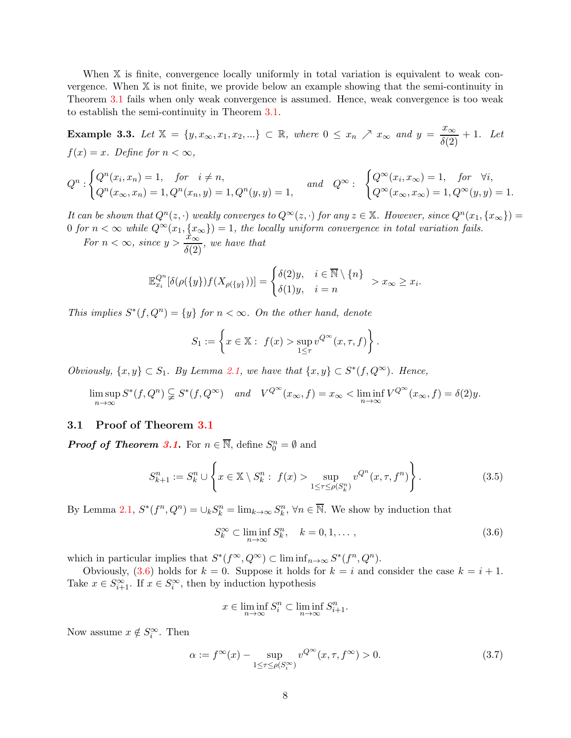When $\mathbb{X}$ is finite, convergence locally uniformly in total variation is equivalent to weak convergence. When $\mathbb{X}$ is not finite, we provide below an example showing that the semi-continuity in Theorem 3.1 fails when only weak convergence is assumed. Hence, weak convergence is too weak to establish the semi-continuity in Theorem 3.1.

**Example 3.3.** *Let $\mathbb{X} = \{y, x_\infty, x_1, x_2, ...\} \subset \mathbb{R}$, where $0 \leq x_n \nearrow x_\infty$ and $y = \dfrac{x_\infty}{\delta(2)} + 1$. Let $f(x) = x$. Define for $n < \infty$,*

$$Q^n : \begin{cases} Q^n(x_i, x_n) = 1, & \text{for} \quad i \neq n, \\ Q^n(x_\infty, x_n) = 1, Q^n(x_n, y) = 1, Q^n(y, y) = 1, \end{cases} \quad \text{and} \quad Q^\infty : \begin{cases} Q^\infty(x_i, x_\infty) = 1, & \text{for} \quad \forall i, \\ Q^\infty(x_\infty, x_\infty) = 1, Q^\infty(y, y) = 1. \end{cases}$$

*It can be shown that $Q^n(z, \cdot)$ weakly converges to $Q^\infty(z, \cdot)$ for any $z \in \mathbb{X}$. However, since $Q^n(x_1, \{x_\infty\}) = 0$ for $n < \infty$ while $Q^\infty(x_1, \{x_\infty\}) = 1$, the locally uniform convergence in total variation fails.*

*For $n < \infty$, since $y > \dfrac{x_\infty}{\delta(2)}$, we have that*

$$\mathbb{E}^{Q^n}_{x_i}[\delta(\rho(\{y\}) f(X_{\rho(\{y\})}))] = \begin{cases} \delta(2) y, & i \in \overline{\mathbb{N}} \setminus \{n\} \\ \delta(1) y, & i = n \end{cases} > x_\infty \geq x_i.$$

*This implies $S^*(f, Q^n) = \{y\}$ for $n < \infty$. On the other hand, denote*

$$S_1 := \left\{ x \in \mathbb{X} : \ f(x) > \sup_{1 \leq \tau} v^{Q^\infty}(x, \tau, f) \right\}.$$

*Obviously, $\{x, y\} \subset S_1$. By Lemma 2.1, we have that $\{x, y\} \subset S^*(f, Q^\infty)$. Hence,*

$$\limsup_{n \to \infty} S^*(f, Q^n) \subsetneqq S^*(f, Q^\infty) \quad \text{and} \quad V^{Q^\infty}(x_\infty, f) = x_\infty < \liminf_{n \to \infty} V^{Q^\infty}(x_\infty, f) = \delta(2) y.$$

### 3.1 Proof of Theorem 3.1

***Proof of Theorem 3.1.*** For $n \in \overline{\mathbb{N}}$, define $S^n_0 = \emptyset$ and

$$S^n_{k+1} := S^n_k \cup \left\{ x \in \mathbb{X} \setminus S^n_k : \ f(x) > \sup_{1 \leq \tau \leq \rho(S^n_k)} v^{Q^n}(x, \tau, f^n) \right\}. \tag{3.5}$$

By Lemma 2.1, $S^*(f^n, Q^n) = \cup_k S^n_k = \lim_{k \to \infty} S^n_k$, $\forall n \in \overline{\mathbb{N}}$. We show by induction that

$$S^\infty_k \subset \liminf_{n \to \infty} S^n_k, \quad k = 0, 1, \dots, \tag{3.6}$$

which in particular implies that $S^*(f^\infty, Q^\infty) \subset \liminf_{n \to \infty} S^*(f^n, Q^n)$.

Obviously, (3.6) holds for $k = 0$. Suppose it holds for $k = i$ and consider the case $k = i + 1$. Take $x \in S^\infty_{i+1}$. If $x \in S^\infty_i$, then by induction hypothesis

$$x \in \liminf_{n \to \infty} S^n_i \subset \liminf_{n \to \infty} S^n_{i+1}.$$

Now assume $x \notin S^\infty_i$. Then

$$\alpha := f^\infty(x) - \sup_{1 \leq \tau \leq \rho(S^\infty_i)} v^{Q^\infty}(x, \tau, f^\infty) > 0. \tag{3.7}$$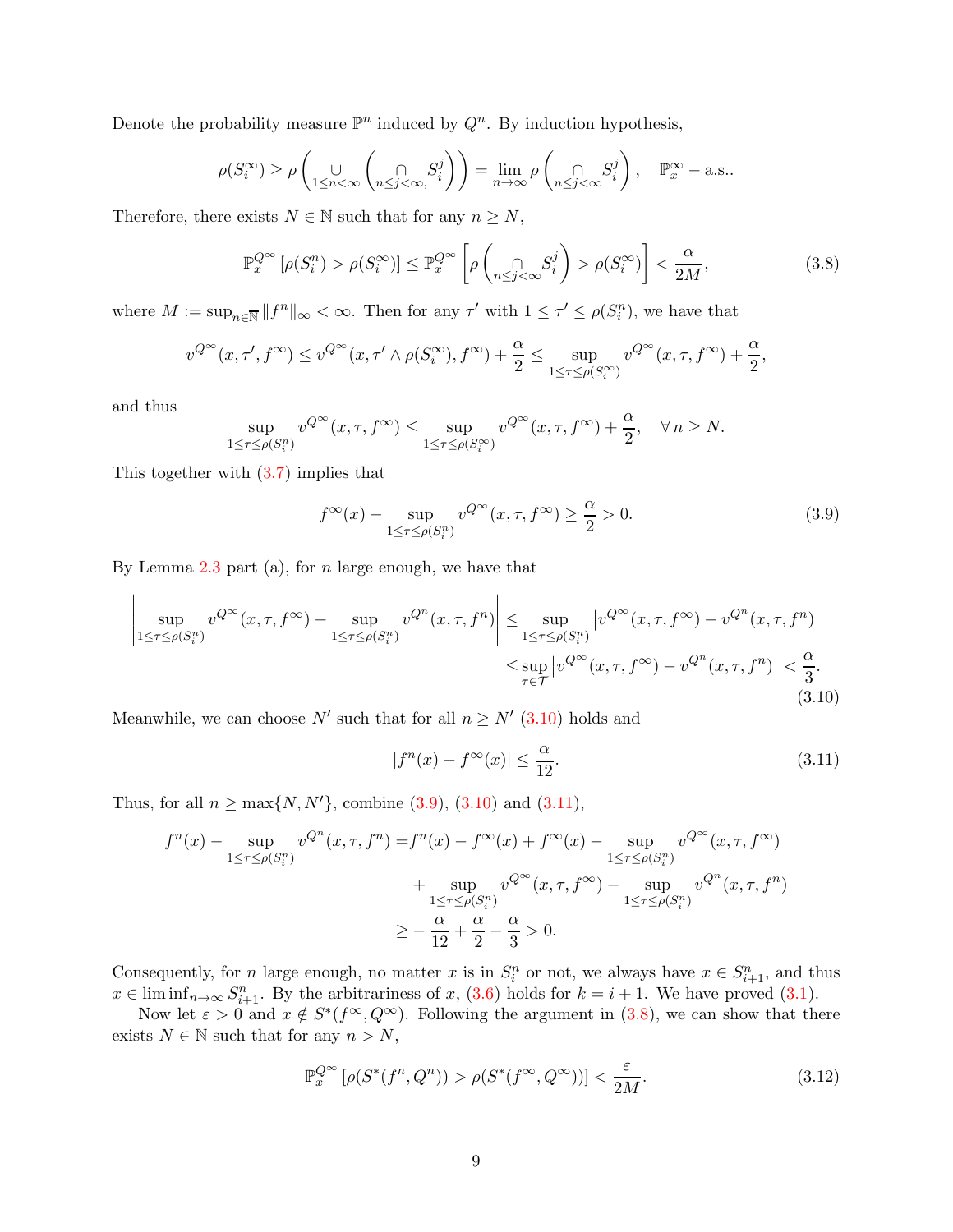Denote the probability measure $\mathbb{P}^n$ induced by $Q^n$. By induction hypothesis,

$$\rho(S_i^\infty) \geq \rho\left(\underset{1\leq n<\infty}{\cup}\left(\underset{n\leq j<\infty,}{\cap} S_i^j\right)\right) = \lim_{n\to\infty} \rho\left(\underset{n\leq j<\infty}{\cap} S_i^j\right), \quad \mathbb{P}_x^\infty - \text{a.s.}.$$

Therefore, there exists $N \in \mathbb{N}$ such that for any $n \geq N$,

$$\mathbb{P}_x^{Q^\infty}\left[\rho(S_i^n) > \rho(S_i^\infty)\right] \leq \mathbb{P}_x^{Q^\infty}\left[\rho\left(\underset{n\leq j<\infty}{\cap} S_i^j\right) > \rho(S_i^\infty)\right] < \frac{\alpha}{2M}, \tag{3.8}$$

where $M := \sup_{n\in\overline{\mathbb{N}}} \|f^n\|_\infty < \infty$. Then for any $\tau'$ with $1 \leq \tau' \leq \rho(S_i^n)$, we have that

$$v^{Q^\infty}(x, \tau', f^\infty) \leq v^{Q^\infty}(x, \tau' \wedge \rho(S_i^\infty), f^\infty) + \frac{\alpha}{2} \leq \sup_{1\leq\tau\leq\rho(S_i^\infty)} v^{Q^\infty}(x, \tau, f^\infty) + \frac{\alpha}{2},$$

and thus

$$\sup_{1\leq\tau\leq\rho(S_i^n)} v^{Q^\infty}(x, \tau, f^\infty) \leq \sup_{1\leq\tau\leq\rho(S_i^\infty)} v^{Q^\infty}(x, \tau, f^\infty) + \frac{\alpha}{2}, \quad \forall\, n \geq N.$$

This together with (3.7) implies that

$$f^\infty(x) - \sup_{1\leq\tau\leq\rho(S_i^n)} v^{Q^\infty}(x, \tau, f^\infty) \geq \frac{\alpha}{2} > 0. \tag{3.9}$$

By Lemma 2.3 part (a), for $n$ large enough, we have that

$$\begin{aligned}\left|\sup_{1\leq\tau\leq\rho(S_i^n)} v^{Q^\infty}(x, \tau, f^\infty) - \sup_{1\leq\tau\leq\rho(S_i^n)} v^{Q^n}(x, \tau, f^n)\right| &\leq \sup_{1\leq\tau\leq\rho(S_i^n)} \left|v^{Q^\infty}(x, \tau, f^\infty) - v^{Q^n}(x, \tau, f^n)\right| \\ &\leq \sup_{\tau\in\mathcal{T}} \left|v^{Q^\infty}(x, \tau, f^\infty) - v^{Q^n}(x, \tau, f^n)\right| < \frac{\alpha}{3}.\end{aligned} \tag{3.10}$$

Meanwhile, we can choose $N'$ such that for all $n \geq N'$ (3.10) holds and

$$|f^n(x) - f^\infty(x)| \leq \frac{\alpha}{12}. \tag{3.11}$$

Thus, for all $n \geq \max\{N, N'\}$, combine (3.9), (3.10) and (3.11),

$$\begin{aligned}f^n(x) - \sup_{1\leq\tau\leq\rho(S_i^n)} v^{Q^n}(x, \tau, f^n) =& f^n(x) - f^\infty(x) + f^\infty(x) - \sup_{1\leq\tau\leq\rho(S_i^n)} v^{Q^\infty}(x, \tau, f^\infty) \\ &+ \sup_{1\leq\tau\leq\rho(S_i^n)} v^{Q^\infty}(x, \tau, f^\infty) - \sup_{1\leq\tau\leq\rho(S_i^n)} v^{Q^n}(x, \tau, f^n) \\ \geq& -\frac{\alpha}{12} + \frac{\alpha}{2} - \frac{\alpha}{3} > 0.\end{aligned}$$

Consequently, for $n$ large enough, no matter $x$ is in $S_i^n$ or not, we always have $x \in S_{i+1}^n$, and thus $x \in \liminf_{n\to\infty} S_{i+1}^n$. By the arbitrariness of $x$, (3.6) holds for $k = i + 1$. We have proved (3.1).

Now let $\varepsilon > 0$ and $x \notin S^*(f^\infty, Q^\infty)$. Following the argument in (3.8), we can show that there exists $N \in \mathbb{N}$ such that for any $n > N$,

$$\mathbb{P}_x^{Q^\infty}\left[\rho(S^*(f^n, Q^n)) > \rho(S^*(f^\infty, Q^\infty))\right] < \frac{\varepsilon}{2M}. \tag{3.12}$$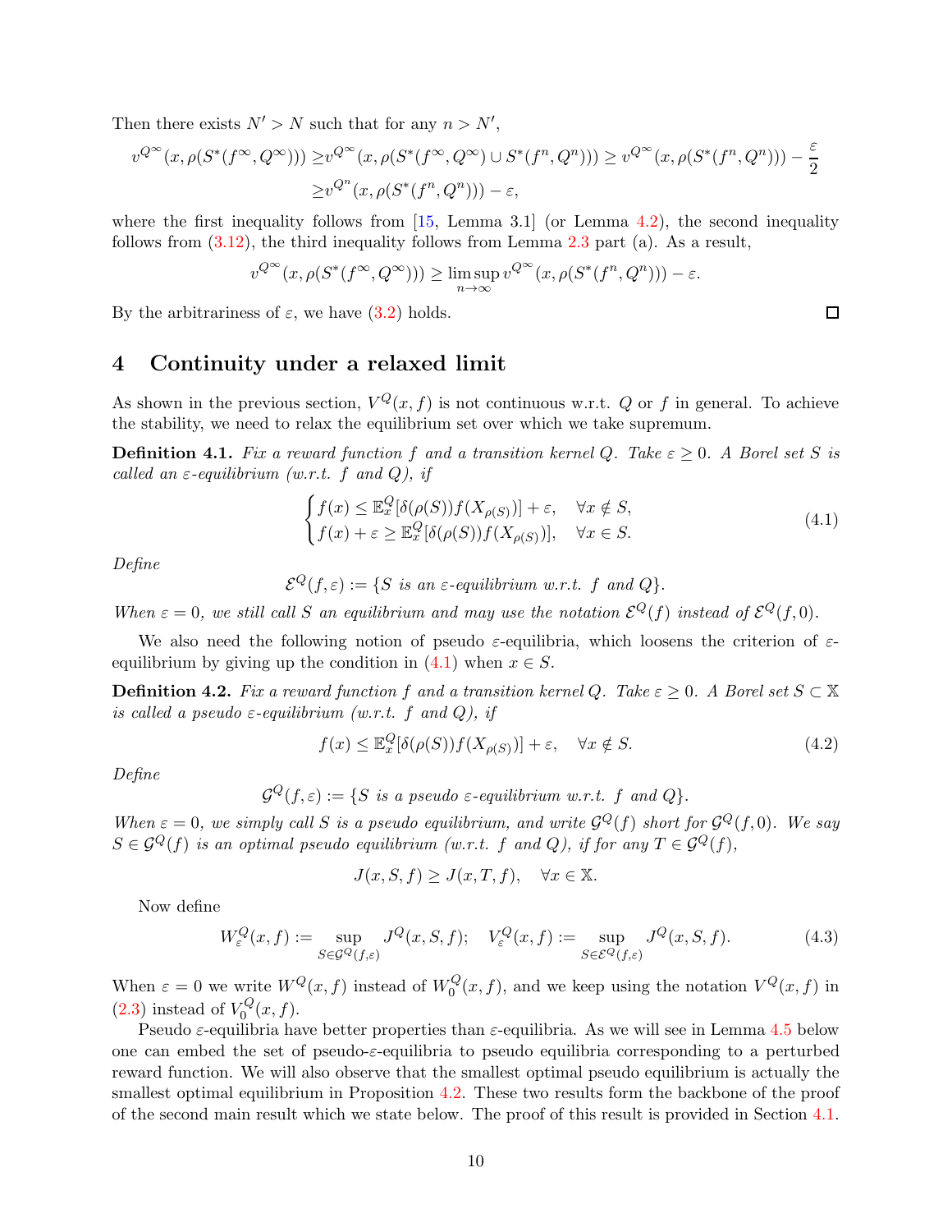Then there exists $N' > N$ such that for any $n > N'$,

$$
\begin{aligned}
v^{Q^\infty}(x, \rho(S^*(f^\infty, Q^\infty))) \geq & v^{Q^\infty}(x, \rho(S^*(f^\infty, Q^\infty) \cup S^*(f^n, Q^n))) \geq v^{Q^\infty}(x, \rho(S^*(f^n, Q^n))) - \frac{\varepsilon}{2} \\
\geq & v^{Q^n}(x, \rho(S^*(f^n, Q^n))) - \varepsilon,
\end{aligned}
$$

where the first inequality follows from [15, Lemma 3.1] (or Lemma 4.2), the second inequality follows from (3.12), the third inequality follows from Lemma 2.3 part (a). As a result,

$$
v^{Q^\infty}(x, \rho(S^*(f^\infty, Q^\infty))) \geq \limsup_{n\to\infty} v^{Q^\infty}(x, \rho(S^*(f^n, Q^n))) - \varepsilon.
$$

By the arbitrariness of $\varepsilon$, we have (3.2) holds. □

# 4 Continuity under a relaxed limit

As shown in the previous section, $V^Q(x, f)$ is not continuous w.r.t. $Q$ or $f$ in general. To achieve the stability, we need to relax the equilibrium set over which we take supremum.

**Definition 4.1.** *Fix a reward function $f$ and a transition kernel $Q$. Take $\varepsilon \geq 0$. A Borel set $S$ is called an $\varepsilon$-equilibrium (w.r.t. $f$ and $Q$), if*

$$
\begin{cases}
f(x) \leq \mathbb{E}_x^Q[\delta(\rho(S)) f(X_{\rho(S)})] + \varepsilon, & \forall x \notin S, \\
f(x) + \varepsilon \geq \mathbb{E}_x^Q[\delta(\rho(S)) f(X_{\rho(S)})], & \forall x \in S.
\end{cases}
\tag{4.1}
$$

*Define*

$$
\mathcal{E}^Q(f, \varepsilon) := \{S \text{ is an } \varepsilon\text{-equilibrium w.r.t. } f \text{ and } Q\}.
$$

*When $\varepsilon = 0$, we still call $S$ an equilibrium and may use the notation $\mathcal{E}^Q(f)$ instead of $\mathcal{E}^Q(f, 0)$.*

We also need the following notion of pseudo $\varepsilon$-equilibria, which loosens the criterion of $\varepsilon$-equilibrium by giving up the condition in (4.1) when $x \in S$.

**Definition 4.2.** *Fix a reward function $f$ and a transition kernel $Q$. Take $\varepsilon \geq 0$. A Borel set $S \subset \mathbb{X}$ is called a pseudo $\varepsilon$-equilibrium (w.r.t. $f$ and $Q$), if*

$$
f(x) \leq \mathbb{E}_x^Q[\delta(\rho(S)) f(X_{\rho(S)})] + \varepsilon, \quad \forall x \notin S. \tag{4.2}
$$

*Define*

$$
\mathcal{G}^Q(f, \varepsilon) := \{S \text{ is a pseudo } \varepsilon\text{-equilibrium w.r.t. } f \text{ and } Q\}.
$$

*When $\varepsilon = 0$, we simply call $S$ is a pseudo equilibrium, and write $\mathcal{G}^Q(f)$ short for $\mathcal{G}^Q(f, 0)$. We say $S \in \mathcal{G}^Q(f)$ is an optimal pseudo equilibrium (w.r.t. $f$ and $Q$), if for any $T \in \mathcal{G}^Q(f)$,*

$$
J(x, S, f) \geq J(x, T, f), \quad \forall x \in \mathbb{X}.
$$

Now define

$$
W_\varepsilon^Q(x, f) := \sup_{S \in \mathcal{G}^Q(f, \varepsilon)} J^Q(x, S, f); \quad V_\varepsilon^Q(x, f) := \sup_{S \in \mathcal{E}^Q(f, \varepsilon)} J^Q(x, S, f). \tag{4.3}
$$

When $\varepsilon = 0$ we write $W^Q(x, f)$ instead of $W_0^Q(x, f)$, and we keep using the notation $V^Q(x, f)$ in (2.3) instead of $V_0^Q(x, f)$.

Pseudo $\varepsilon$-equilibria have better properties than $\varepsilon$-equilibria. As we will see in Lemma 4.5 below one can embed the set of pseudo-$\varepsilon$-equilibria to pseudo equilibria corresponding to a perturbed reward function. We will also observe that the smallest optimal pseudo equilibrium is actually the smallest optimal equilibrium in Proposition 4.2. These two results form the backbone of the proof of the second main result which we state below. The proof of this result is provided in Section 4.1.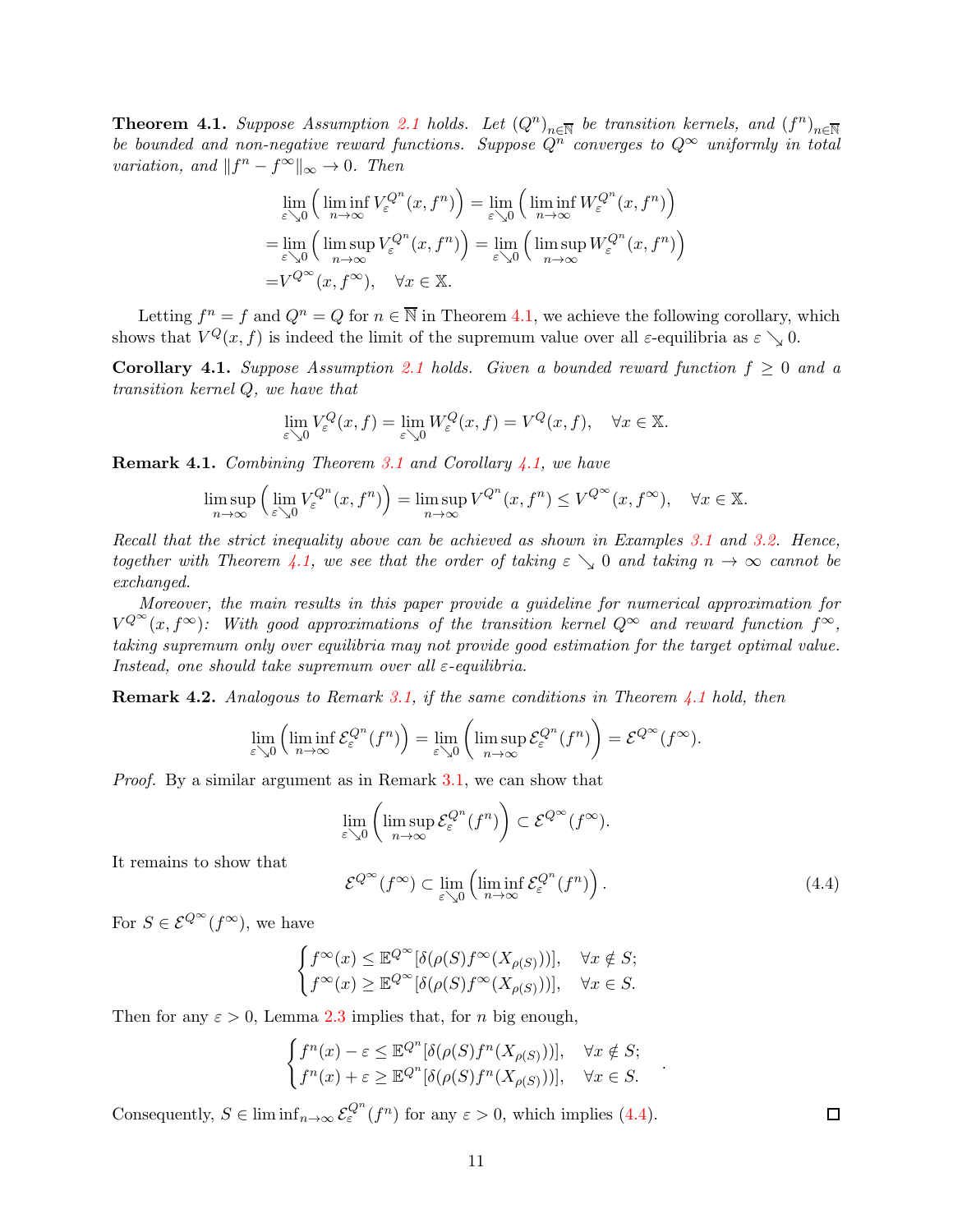**Theorem 4.1.** *Suppose Assumption 2.1 holds. Let $(Q^n)_{n\in\overline{\mathbb{N}}}$ be transition kernels, and $(f^n)_{n\in\overline{\mathbb{N}}}$ be bounded and non-negative reward functions. Suppose $Q^n$ converges to $Q^\infty$ uniformly in total variation, and $\|f^n - f^\infty\|_\infty \to 0$. Then*

$$
\begin{aligned}
&\lim_{\varepsilon\searrow 0}\Big(\liminf_{n\to\infty} V_\varepsilon^{Q^n}(x,f^n)\Big) = \lim_{\varepsilon\searrow 0}\Big(\liminf_{n\to\infty} W_\varepsilon^{Q^n}(x,f^n)\Big)\\
=&\lim_{\varepsilon\searrow 0}\Big(\limsup_{n\to\infty} V_\varepsilon^{Q^n}(x,f^n)\Big) = \lim_{\varepsilon\searrow 0}\Big(\limsup_{n\to\infty} W_\varepsilon^{Q^n}(x,f^n)\Big)\\
=&V^{Q^\infty}(x,f^\infty), \quad \forall x\in\mathbb{X}.
\end{aligned}
$$

Letting $f^n = f$ and $Q^n = Q$ for $n \in \overline{\mathbb{N}}$ in Theorem 4.1, we achieve the following corollary, which shows that $V^Q(x,f)$ is indeed the limit of the supremum value over all $\varepsilon$-equilibria as $\varepsilon \searrow 0$.

**Corollary 4.1.** *Suppose Assumption 2.1 holds. Given a bounded reward function $f \geq 0$ and a transition kernel $Q$, we have that*

$$
\lim_{\varepsilon\searrow 0} V_\varepsilon^Q(x,f) = \lim_{\varepsilon\searrow 0} W_\varepsilon^Q(x,f) = V^Q(x,f), \quad \forall x\in\mathbb{X}.
$$

**Remark 4.1.** *Combining Theorem 3.1 and Corollary 4.1, we have*

$$
\limsup_{n\to\infty}\Big(\lim_{\varepsilon\searrow 0} V_\varepsilon^{Q^n}(x,f^n)\Big) = \limsup_{n\to\infty} V^{Q^n}(x,f^n) \leq V^{Q^\infty}(x,f^\infty), \quad \forall x\in\mathbb{X}.
$$

*Recall that the strict inequality above can be achieved as shown in Examples 3.1 and 3.2. Hence, together with Theorem 4.1, we see that the order of taking $\varepsilon \searrow 0$ and taking $n\to\infty$ cannot be exchanged.*

*Moreover, the main results in this paper provide a guideline for numerical approximation for $V^{Q^\infty}(x,f^\infty)$: With good approximations of the transition kernel $Q^\infty$ and reward function $f^\infty$, taking supremum only over equilibria may not provide good estimation for the target optimal value. Instead, one should take supremum over all $\varepsilon$-equilibria.*

**Remark 4.2.** *Analogous to Remark 3.1, if the same conditions in Theorem 4.1 hold, then*

$$
\lim_{\varepsilon\searrow 0}\left(\liminf_{n\to\infty} \mathcal{E}_\varepsilon^{Q^n}(f^n)\right) = \lim_{\varepsilon\searrow 0}\left(\limsup_{n\to\infty} \mathcal{E}_\varepsilon^{Q^n}(f^n)\right) = \mathcal{E}^{Q^\infty}(f^\infty).
$$

*Proof.* By a similar argument as in Remark 3.1, we can show that

$$
\lim_{\varepsilon\searrow 0}\left(\limsup_{n\to\infty} \mathcal{E}_\varepsilon^{Q^n}(f^n)\right) \subset \mathcal{E}^{Q^\infty}(f^\infty).
$$

It remains to show that

$$
\mathcal{E}^{Q^\infty}(f^\infty) \subset \lim_{\varepsilon\searrow 0}\left(\liminf_{n\to\infty} \mathcal{E}_\varepsilon^{Q^n}(f^n)\right). \tag{4.4}
$$

For $S \in \mathcal{E}^{Q^\infty}(f^\infty)$, we have

$$
\begin{cases}
f^\infty(x) \leq \mathbb{E}^{Q^\infty}[\delta(\rho(S)f^\infty(X_{\rho(S)}))], & \forall x\notin S;\\
f^\infty(x) \geq \mathbb{E}^{Q^\infty}[\delta(\rho(S)f^\infty(X_{\rho(S)}))], & \forall x\in S.
\end{cases}
$$

Then for any $\varepsilon > 0$, Lemma 2.3 implies that, for $n$ big enough,

$$
\begin{cases}
f^n(x) - \varepsilon \leq \mathbb{E}^{Q^n}[\delta(\rho(S)f^n(X_{\rho(S)}))], & \forall x\notin S;\\
f^n(x) + \varepsilon \geq \mathbb{E}^{Q^n}[\delta(\rho(S)f^n(X_{\rho(S)}))], & \forall x\in S.
\end{cases}.
$$

Consequently, $S \in \liminf_{n\to\infty} \mathcal{E}_\varepsilon^{Q^n}(f^n)$ for any $\varepsilon > 0$, which implies (4.4). ∎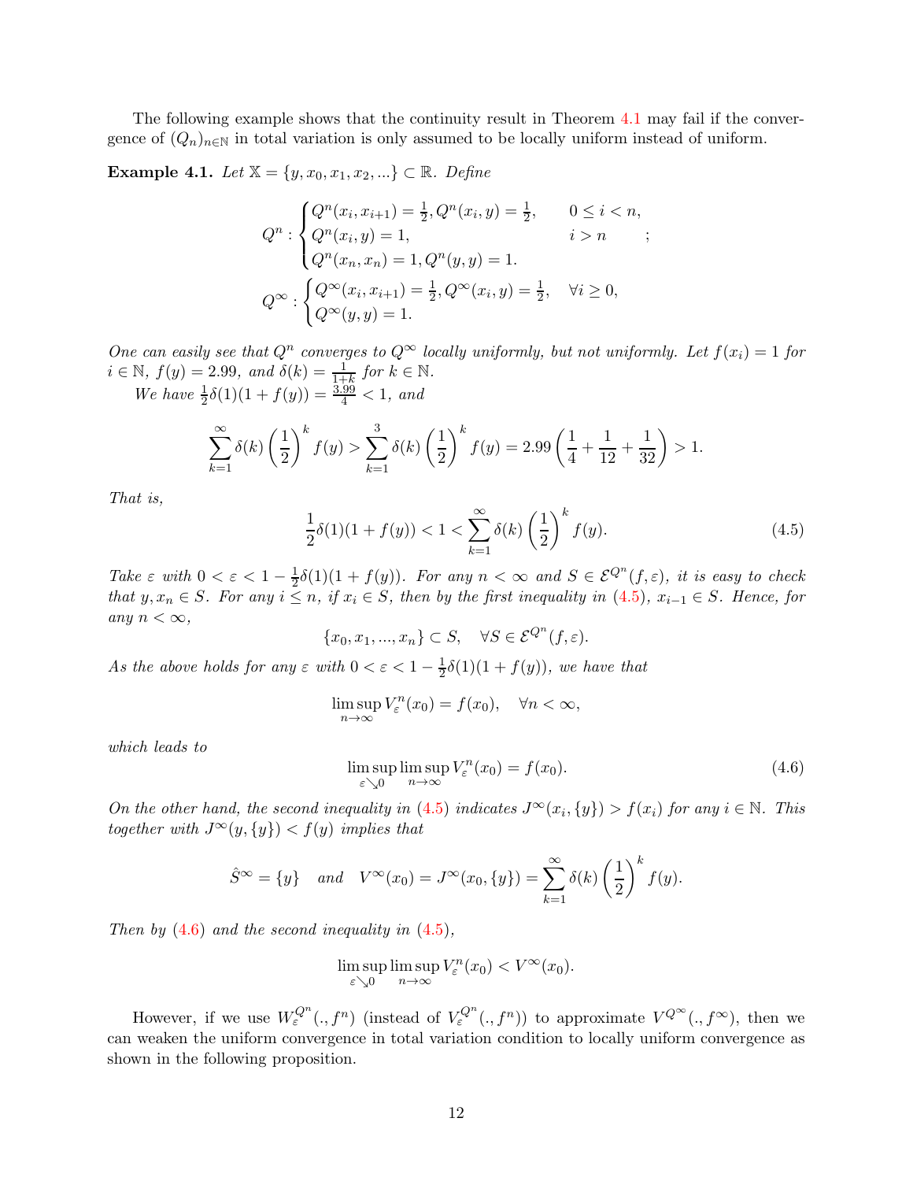The following example shows that the continuity result in Theorem 4.1 may fail if the convergence of $(Q_n)_{n\in\mathbb{N}}$ in total variation is only assumed to be locally uniform instead of uniform.

**Example 4.1.** *Let $\mathbb{X} = \{y, x_0, x_1, x_2, ...\} \subset \mathbb{R}$. Define*

$$
Q^n : \begin{cases} Q^n(x_i, x_{i+1}) = \frac{1}{2}, Q^n(x_i, y) = \frac{1}{2}, & 0 \leq i < n, \\ Q^n(x_i, y) = 1, & i > n \\ Q^n(x_n, x_n) = 1, Q^n(y, y) = 1. \end{cases};
$$

$$
Q^\infty : \begin{cases} Q^\infty(x_i, x_{i+1}) = \frac{1}{2}, Q^\infty(x_i, y) = \frac{1}{2}, & \forall i \geq 0, \\ Q^\infty(y, y) = 1. \end{cases}
$$

*One can easily see that $Q^n$ converges to $Q^\infty$ locally uniformly, but not uniformly. Let $f(x_i) = 1$ for $i \in \mathbb{N}$, $f(y) = 2.99$, and $\delta(k) = \frac{1}{1+k}$ for $k \in \mathbb{N}$.*

*We have $\frac{1}{2}\delta(1)(1 + f(y)) = \frac{3.99}{4} < 1$, and*

$$
\sum_{k=1}^{\infty} \delta(k) \left(\frac{1}{2}\right)^k f(y) > \sum_{k=1}^{3} \delta(k) \left(\frac{1}{2}\right)^k f(y) = 2.99 \left(\frac{1}{4} + \frac{1}{12} + \frac{1}{32}\right) > 1.
$$

*That is,*

$$
\frac{1}{2}\delta(1)(1 + f(y)) < 1 < \sum_{k=1}^{\infty} \delta(k) \left(\frac{1}{2}\right)^k f(y). \tag{4.5}
$$

*Take $\varepsilon$ with $0 < \varepsilon < 1 - \frac{1}{2}\delta(1)(1 + f(y))$. For any $n < \infty$ and $S \in \mathcal{E}^{Q^n}(f, \varepsilon)$, it is easy to check that $y, x_n \in S$. For any $i \leq n$, if $x_i \in S$, then by the first inequality in (4.5), $x_{i-1} \in S$. Hence, for any $n < \infty$,*

$$
\{x_0, x_1, ..., x_n\} \subset S, \quad \forall S \in \mathcal{E}^{Q^n}(f, \varepsilon).
$$

*As the above holds for any $\varepsilon$ with $0 < \varepsilon < 1 - \frac{1}{2}\delta(1)(1 + f(y))$, we have that*

$$
\limsup_{n\to\infty} V^n_\varepsilon(x_0) = f(x_0), \quad \forall n < \infty,
$$

*which leads to*

$$
\limsup_{\varepsilon\searrow 0} \limsup_{n\to\infty} V^n_\varepsilon(x_0) = f(x_0). \tag{4.6}
$$

*On the other hand, the second inequality in (4.5) indicates $J^\infty(x_i, \{y\}) > f(x_i)$ for any $i \in \mathbb{N}$. This together with $J^\infty(y, \{y\}) < f(y)$ implies that*

$$
\hat{S}^\infty = \{y\} \quad \text{and} \quad V^\infty(x_0) = J^\infty(x_0, \{y\}) = \sum_{k=1}^{\infty} \delta(k) \left(\frac{1}{2}\right)^k f(y).
$$

*Then by (4.6) and the second inequality in (4.5),*

$$
\limsup_{\varepsilon\searrow 0} \limsup_{n\to\infty} V^n_\varepsilon(x_0) < V^\infty(x_0).
$$

However, if we use $W^{Q^n}_\varepsilon(., f^n)$ (instead of $V^{Q^n}_\varepsilon(., f^n)$) to approximate $V^{Q^\infty}(., f^\infty)$, then we can weaken the uniform convergence in total variation condition to locally uniform convergence as shown in the following proposition.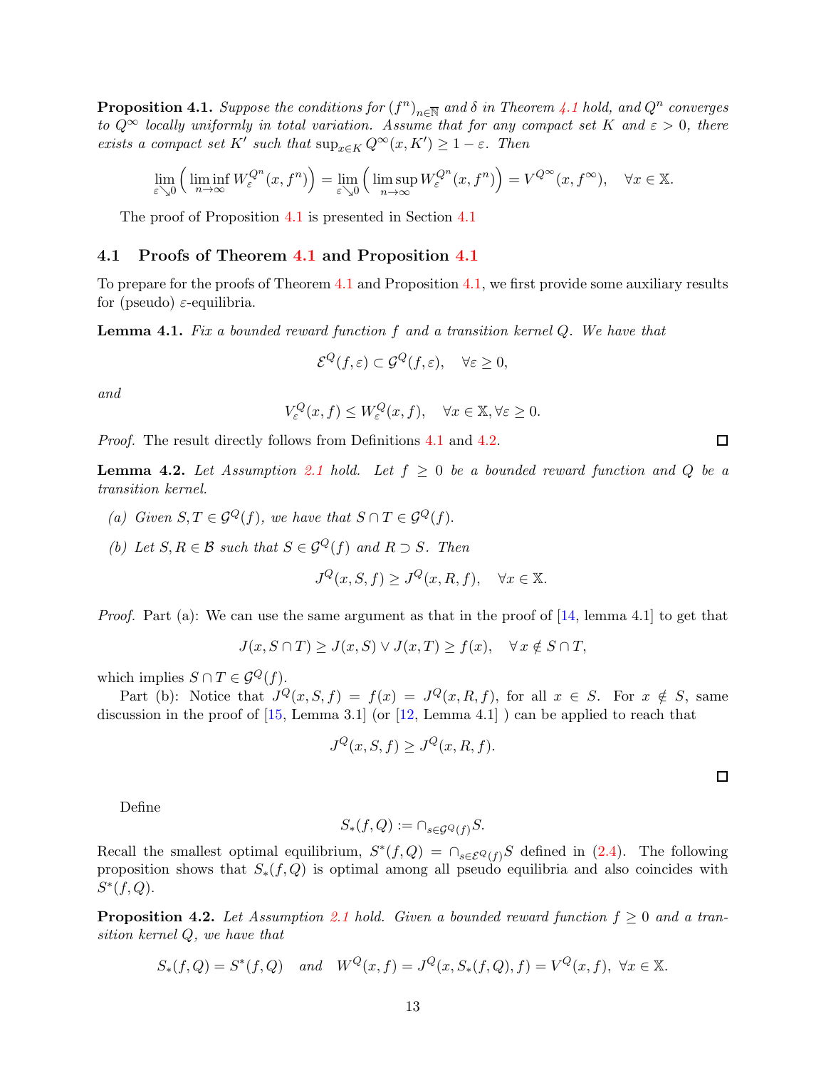**Proposition 4.1.** *Suppose the conditions for $(f^n)_{n\in\overline{\mathbb{N}}}$ and $\delta$ in Theorem 4.1 hold, and $Q^n$ converges to $Q^\infty$ locally uniformly in total variation. Assume that for any compact set $K$ and $\varepsilon > 0$, there exists a compact set $K'$ such that $\sup_{x\in K} Q^\infty(x, K') \geq 1 - \varepsilon$. Then*

$$\lim_{\varepsilon\searrow 0}\Big(\liminf_{n\to\infty} W_\varepsilon^{Q^n}(x, f^n)\Big) = \lim_{\varepsilon\searrow 0}\Big(\limsup_{n\to\infty} W_\varepsilon^{Q^n}(x, f^n)\Big) = V^{Q^\infty}(x, f^\infty), \quad \forall x \in \mathbb{X}.$$

The proof of Proposition 4.1 is presented in Section 4.1

## 4.1 Proofs of Theorem 4.1 and Proposition 4.1

To prepare for the proofs of Theorem 4.1 and Proposition 4.1, we first provide some auxiliary results for (pseudo) $\varepsilon$-equilibria.

**Lemma 4.1.** *Fix a bounded reward function $f$ and a transition kernel $Q$. We have that*

$$\mathcal{E}^Q(f, \varepsilon) \subset \mathcal{G}^Q(f, \varepsilon), \quad \forall \varepsilon \geq 0,$$

*and*

$$V_\varepsilon^Q(x, f) \leq W_\varepsilon^Q(x, f), \quad \forall x \in \mathbb{X}, \forall \varepsilon \geq 0.$$

*Proof.* The result directly follows from Definitions 4.1 and 4.2. □

**Lemma 4.2.** *Let Assumption 2.1 hold. Let $f \geq 0$ be a bounded reward function and $Q$ be a transition kernel.*

*(a) Given $S, T \in \mathcal{G}^Q(f)$, we have that $S \cap T \in \mathcal{G}^Q(f)$.*

*(b) Let $S, R \in \mathcal{B}$ such that $S \in \mathcal{G}^Q(f)$ and $R \supset S$. Then*

$$J^Q(x, S, f) \geq J^Q(x, R, f), \quad \forall x \in \mathbb{X}.$$

*Proof.* Part (a): We can use the same argument as that in the proof of [14, lemma 4.1] to get that

$$J(x, S \cap T) \geq J(x, S) \vee J(x, T) \geq f(x), \quad \forall\, x \notin S \cap T,$$

which implies $S \cap T \in \mathcal{G}^Q(f)$.

Part (b): Notice that $J^Q(x, S, f) = f(x) = J^Q(x, R, f)$, for all $x \in S$. For $x \notin S$, same discussion in the proof of [15, Lemma 3.1] (or [12, Lemma 4.1] ) can be applied to reach that

$$J^Q(x, S, f) \geq J^Q(x, R, f).$$

□

Define

$$S_*(f, Q) := \cap_{s\in\mathcal{G}^Q(f)} S.$$

Recall the smallest optimal equilibrium, $S^*(f, Q) = \cap_{s\in\mathcal{E}^Q(f)} S$ defined in (2.4). The following proposition shows that $S_*(f, Q)$ is optimal among all pseudo equilibria and also coincides with $S^*(f, Q)$.

**Proposition 4.2.** *Let Assumption 2.1 hold. Given a bounded reward function $f \geq 0$ and a transition kernel $Q$, we have that*

$$S_*(f, Q) = S^*(f, Q) \quad \textit{and} \quad W^Q(x, f) = J^Q(x, S_*(f, Q), f) = V^Q(x, f), \ \forall x \in \mathbb{X}.$$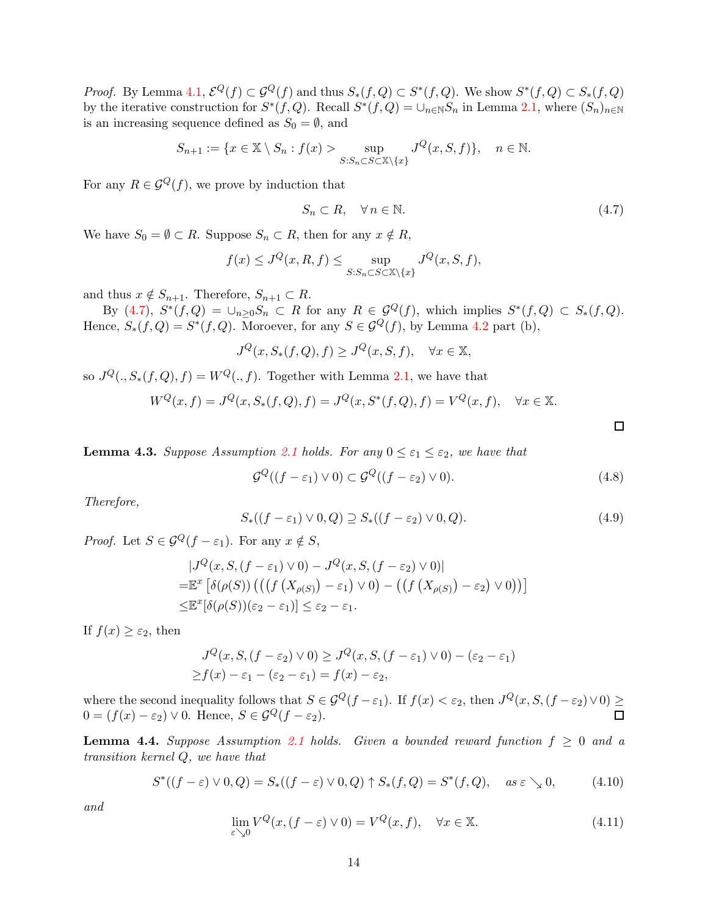*Proof.* By Lemma 4.1, $\mathcal{E}^Q(f) \subset \mathcal{G}^Q(f)$ and thus $S_*(f,Q) \subset S^*(f,Q)$. We show $S^*(f,Q) \subset S_*(f,Q)$ by the iterative construction for $S^*(f,Q)$. Recall $S^*(f,Q) = \cup_{n\in\mathbb{N}} S_n$ in Lemma 2.1, where $(S_n)_{n\in\mathbb{N}}$ is an increasing sequence defined as $S_0 = \emptyset$, and

$$S_{n+1} := \{x \in \mathbb{X} \setminus S_n : f(x) > \sup_{S: S_n \subset S \subset \mathbb{X}\setminus\{x\}} J^Q(x,S,f)\}, \quad n \in \mathbb{N}.$$

For any $R \in \mathcal{G}^Q(f)$, we prove by induction that

$$S_n \subset R, \quad \forall\, n \in \mathbb{N}. \tag{4.7}$$

We have $S_0 = \emptyset \subset R$. Suppose $S_n \subset R$, then for any $x \notin R$,

$$f(x) \leq J^Q(x,R,f) \leq \sup_{S: S_n \subset S \subset \mathbb{X}\setminus\{x\}} J^Q(x,S,f),$$

and thus $x \notin S_{n+1}$. Therefore, $S_{n+1} \subset R$.

By (4.7), $S^*(f,Q) = \cup_{n\geq 0} S_n \subset R$ for any $R \in \mathcal{G}^Q(f)$, which implies $S^*(f,Q) \subset S_*(f,Q)$. Hence, $S_*(f,Q) = S^*(f,Q)$. Moroever, for any $S \in \mathcal{G}^Q(f)$, by Lemma 4.2 part (b),

$$J^Q(x, S_*(f,Q), f) \geq J^Q(x,S,f), \quad \forall x \in \mathbb{X},$$

so $J^Q(.,S_*(f,Q),f) = W^Q(.,f)$. Together with Lemma 2.1, we have that

$$W^Q(x,f) = J^Q(x,S_*(f,Q),f) = J^Q(x,S^*(f,Q),f) = V^Q(x,f), \quad \forall x \in \mathbb{X}.$$

□

**Lemma 4.3.** *Suppose Assumption 2.1 holds. For any $0 \leq \varepsilon_1 \leq \varepsilon_2$, we have that*

$$\mathcal{G}^Q((f-\varepsilon_1)\vee 0) \subset \mathcal{G}^Q((f-\varepsilon_2)\vee 0). \tag{4.8}$$

*Therefore,*

$$S_*((f-\varepsilon_1)\vee 0, Q) \supseteq S_*((f-\varepsilon_2)\vee 0, Q). \tag{4.9}$$

*Proof.* Let $S \in \mathcal{G}^Q(f-\varepsilon_1)$. For any $x \notin S$,

$$\begin{aligned}
&|J^Q(x,S,(f-\varepsilon_1)\vee 0) - J^Q(x,S,(f-\varepsilon_2)\vee 0)| \\
=&\mathbb{E}^x\left[\delta(\rho(S))\left(\left(\left(f\left(X_{\rho(S)}\right)-\varepsilon_1\right)\vee 0\right) - \left(\left(f\left(X_{\rho(S)}\right)-\varepsilon_2\right)\vee 0\right)\right)\right] \\
\leq&\mathbb{E}^x[\delta(\rho(S))(\varepsilon_2-\varepsilon_1)] \leq \varepsilon_2 - \varepsilon_1.
\end{aligned}$$

If $f(x) \geq \varepsilon_2$, then

$$\begin{aligned}
&J^Q(x,S,(f-\varepsilon_2)\vee 0) \geq J^Q(x,S,(f-\varepsilon_1)\vee 0) - (\varepsilon_2-\varepsilon_1) \\
\geq& f(x) - \varepsilon_1 - (\varepsilon_2 - \varepsilon_1) = f(x) - \varepsilon_2,
\end{aligned}$$

where the second inequality follows that $S \in \mathcal{G}^Q(f-\varepsilon_1)$. If $f(x) < \varepsilon_2$, then $J^Q(x,S,(f-\varepsilon_2)\vee 0) \geq 0 = (f(x)-\varepsilon_2)\vee 0$. Hence, $S \in \mathcal{G}^Q(f-\varepsilon_2)$. □

**Lemma 4.4.** *Suppose Assumption 2.1 holds. Given a bounded reward function $f \geq 0$ and a transition kernel $Q$, we have that*

$$S^*((f-\varepsilon)\vee 0, Q) = S_*((f-\varepsilon)\vee 0, Q) \uparrow S_*(f,Q) = S^*(f,Q), \quad \text{as } \varepsilon \searrow 0, \tag{4.10}$$

*and*

$$\lim_{\varepsilon\searrow 0} V^Q(x,(f-\varepsilon)\vee 0) = V^Q(x,f), \quad \forall x \in \mathbb{X}. \tag{4.11}$$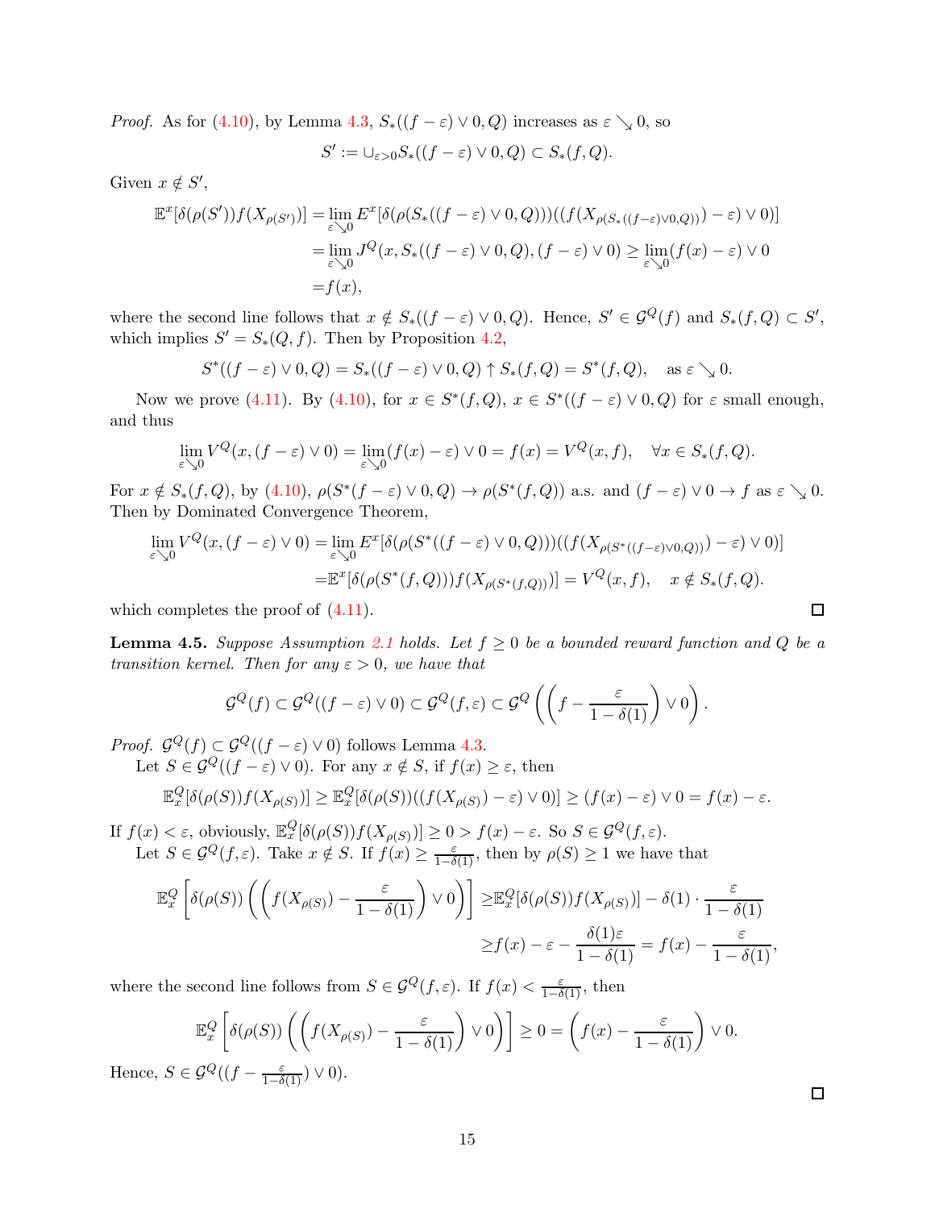*Proof.* As for (4.10), by Lemma 4.3, $S_*((f-\varepsilon)\vee 0, Q)$ increases as $\varepsilon \searrow 0$, so

$$S' := \cup_{\varepsilon>0} S_*((f-\varepsilon)\vee 0, Q) \subset S_*(f,Q).$$

Given $x \notin S'$,

$$\begin{aligned}
\mathbb{E}^x[\delta(\rho(S'))f(X_{\rho(S')})] =& \lim_{\varepsilon\searrow 0} E^x[\delta(\rho(S_*((f-\varepsilon)\vee 0,Q)))((f(X_{\rho(S_*((f-\varepsilon)\vee 0,Q))})-\varepsilon)\vee 0)] \\
=& \lim_{\varepsilon\searrow 0} J^Q(x, S_*((f-\varepsilon)\vee 0, Q), (f-\varepsilon)\vee 0) \geq \lim_{\varepsilon\searrow 0}(f(x)-\varepsilon)\vee 0 \\
=& f(x),
\end{aligned}$$

where the second line follows that $x \notin S_*((f-\varepsilon)\vee 0, Q)$. Hence, $S' \in \mathcal{G}^Q(f)$ and $S_*(f,Q) \subset S'$, which implies $S' = S_*(Q,f)$. Then by Proposition 4.2,

$$S^*((f-\varepsilon)\vee 0, Q) = S_*((f-\varepsilon)\vee 0, Q) \uparrow S_*(f,Q) = S^*(f,Q), \quad \text{as } \varepsilon \searrow 0.$$

Now we prove (4.11). By (4.10), for $x \in S^*(f,Q)$, $x \in S^*((f-\varepsilon)\vee 0, Q)$ for $\varepsilon$ small enough, and thus

$$\lim_{\varepsilon\searrow 0} V^Q(x, (f-\varepsilon)\vee 0) = \lim_{\varepsilon\searrow 0}(f(x)-\varepsilon)\vee 0 = f(x) = V^Q(x,f), \quad \forall x \in S_*(f,Q).$$

For $x \notin S_*(f,Q)$, by (4.10), $\rho(S^*(f-\varepsilon)\vee 0, Q) \to \rho(S^*(f,Q))$ a.s. and $(f-\varepsilon)\vee 0 \to f$ as $\varepsilon \searrow 0$. Then by Dominated Convergence Theorem,

$$\begin{aligned}
\lim_{\varepsilon\searrow 0} V^Q(x, (f-\varepsilon)\vee 0) =& \lim_{\varepsilon\searrow 0} E^x[\delta(\rho(S^*((f-\varepsilon)\vee 0,Q)))((f(X_{\rho(S^*((f-\varepsilon)\vee 0,Q))})-\varepsilon)\vee 0)] \\
=& \mathbb{E}^x[\delta(\rho(S^*(f,Q)))f(X_{\rho(S^*(f,Q))})] = V^Q(x,f), \quad x \notin S_*(f,Q).
\end{aligned}$$

which completes the proof of (4.11). $\square$

**Lemma 4.5.** *Suppose Assumption 2.1 holds. Let $f \geq 0$ be a bounded reward function and $Q$ be a transition kernel. Then for any $\varepsilon > 0$, we have that*

$$\mathcal{G}^Q(f) \subset \mathcal{G}^Q((f-\varepsilon)\vee 0) \subset \mathcal{G}^Q(f,\varepsilon) \subset \mathcal{G}^Q\left(\left(f - \frac{\varepsilon}{1-\delta(1)}\right)\vee 0\right).$$

*Proof.* $\mathcal{G}^Q(f) \subset \mathcal{G}^Q((f-\varepsilon)\vee 0)$ follows Lemma 4.3.

Let $S \in \mathcal{G}^Q((f-\varepsilon)\vee 0)$. For any $x \notin S$, if $f(x) \geq \varepsilon$, then

$$\mathbb{E}^Q_x[\delta(\rho(S))f(X_{\rho(S)})] \geq \mathbb{E}^Q_x[\delta(\rho(S))((f(X_{\rho(S)})-\varepsilon)\vee 0)] \geq (f(x)-\varepsilon)\vee 0 = f(x)-\varepsilon.$$

If $f(x) < \varepsilon$, obviously, $\mathbb{E}^Q_x[\delta(\rho(S))f(X_{\rho(S)})] \geq 0 > f(x)-\varepsilon$. So $S \in \mathcal{G}^Q(f,\varepsilon)$.

Let $S \in \mathcal{G}^Q(f,\varepsilon)$. Take $x \notin S$. If $f(x) \geq \frac{\varepsilon}{1-\delta(1)}$, then by $\rho(S) \geq 1$ we have that

$$\begin{aligned}
\mathbb{E}^Q_x\left[\delta(\rho(S))\left(\left(f(X_{\rho(S)}) - \frac{\varepsilon}{1-\delta(1)}\right)\vee 0\right)\right] \geq& \mathbb{E}^Q_x[\delta(\rho(S))f(X_{\rho(S)})] - \delta(1)\cdot\frac{\varepsilon}{1-\delta(1)} \\
\geq& f(x) - \varepsilon - \frac{\delta(1)\varepsilon}{1-\delta(1)} = f(x) - \frac{\varepsilon}{1-\delta(1)},
\end{aligned}$$

where the second line follows from $S \in \mathcal{G}^Q(f,\varepsilon)$. If $f(x) < \frac{\varepsilon}{1-\delta(1)}$, then

$$\mathbb{E}^Q_x\left[\delta(\rho(S))\left(\left(f(X_{\rho(S)}) - \frac{\varepsilon}{1-\delta(1)}\right)\vee 0\right)\right] \geq 0 = \left(f(x) - \frac{\varepsilon}{1-\delta(1)}\right)\vee 0.$$

Hence, $S \in \mathcal{G}^Q((f-\frac{\varepsilon}{1-\delta(1)})\vee 0)$. $\square$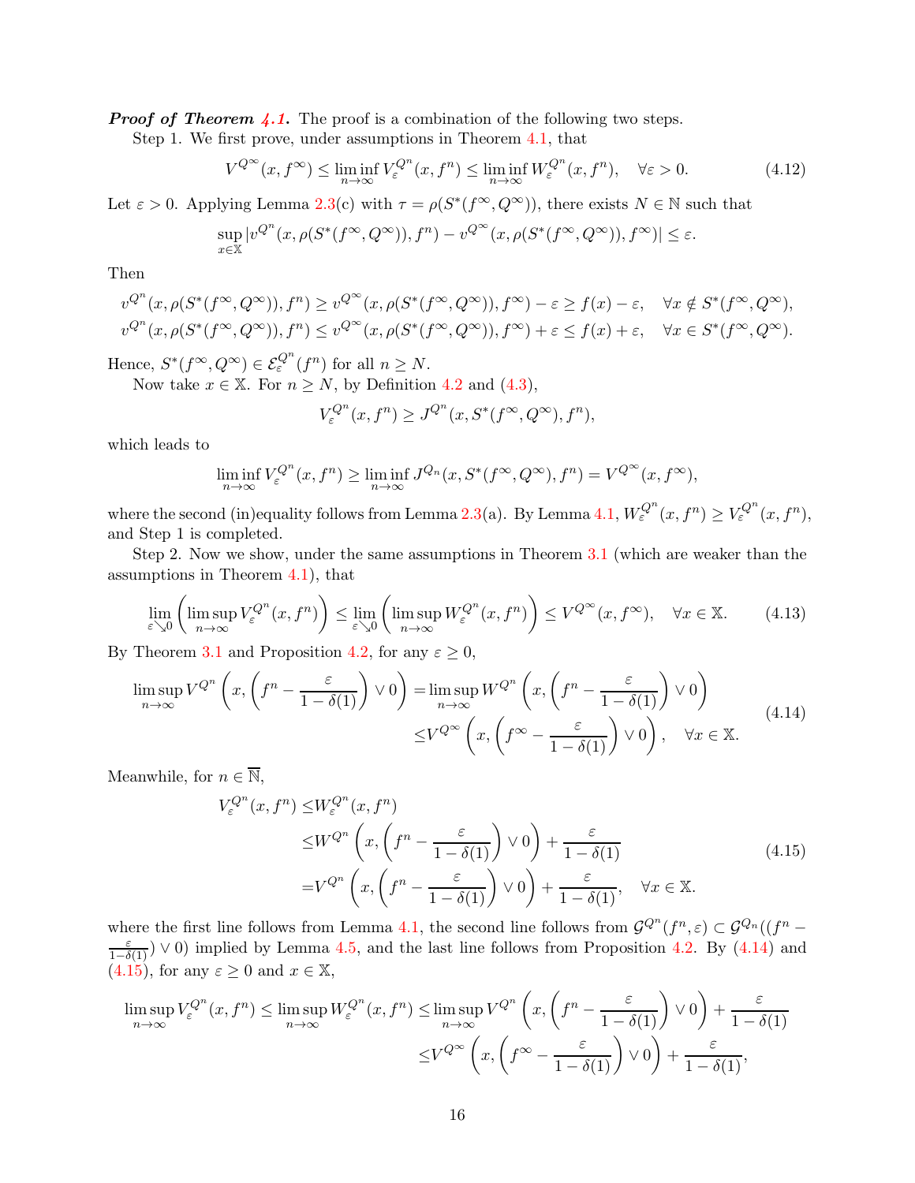***Proof of Theorem 4.1.*** The proof is a combination of the following two steps.

Step 1. We first prove, under assumptions in Theorem 4.1, that

$$V^{Q^\infty}(x,f^\infty) \le \liminf_{n\to\infty} V_\varepsilon^{Q^n}(x,f^n) \le \liminf_{n\to\infty} W_\varepsilon^{Q^n}(x,f^n), \quad \forall \varepsilon>0. \tag{4.12}$$

Let $\varepsilon>0$. Applying Lemma 2.3(c) with $\tau=\rho(S^*(f^\infty,Q^\infty))$, there exists $N\in\mathbb{N}$ such that

$$\sup_{x\in\mathbb{X}} |v^{Q^n}(x,\rho(S^*(f^\infty,Q^\infty)),f^n) - v^{Q^\infty}(x,\rho(S^*(f^\infty,Q^\infty)),f^\infty)| \le \varepsilon.$$

Then

$$v^{Q^n}(x,\rho(S^*(f^\infty,Q^\infty)),f^n) \ge v^{Q^\infty}(x,\rho(S^*(f^\infty,Q^\infty)),f^\infty) - \varepsilon \ge f(x)-\varepsilon, \quad \forall x\notin S^*(f^\infty,Q^\infty),$$
$$v^{Q^n}(x,\rho(S^*(f^\infty,Q^\infty)),f^n) \le v^{Q^\infty}(x,\rho(S^*(f^\infty,Q^\infty)),f^\infty) + \varepsilon \le f(x)+\varepsilon, \quad \forall x\in S^*(f^\infty,Q^\infty).$$

Hence, $S^*(f^\infty,Q^\infty)\in\mathcal{E}_\varepsilon^{Q^n}(f^n)$ for all $n\ge N$.

Now take $x\in\mathbb{X}$. For $n\ge N$, by Definition 4.2 and (4.3),

$$V_\varepsilon^{Q^n}(x,f^n) \ge J^{Q^n}(x,S^*(f^\infty,Q^\infty),f^n),$$

which leads to

$$\liminf_{n\to\infty} V_\varepsilon^{Q^n}(x,f^n) \ge \liminf_{n\to\infty} J^{Q_n}(x,S^*(f^\infty,Q^\infty),f^n) = V^{Q^\infty}(x,f^\infty),$$

where the second (in)equality follows from Lemma 2.3(a). By Lemma 4.1, $W_\varepsilon^{Q^n}(x,f^n)\ge V_\varepsilon^{Q^n}(x,f^n)$, and Step 1 is completed.

Step 2. Now we show, under the same assumptions in Theorem 3.1 (which are weaker than the assumptions in Theorem 4.1), that

$$\lim_{\varepsilon\searrow 0}\left(\limsup_{n\to\infty} V_\varepsilon^{Q^n}(x,f^n)\right) \le \lim_{\varepsilon\searrow 0}\left(\limsup_{n\to\infty} W_\varepsilon^{Q^n}(x,f^n)\right) \le V^{Q^\infty}(x,f^\infty), \quad \forall x\in\mathbb{X}. \tag{4.13}$$

By Theorem 3.1 and Proposition 4.2, for any $\varepsilon\ge 0$,

$$\begin{aligned}\limsup_{n\to\infty} V^{Q^n}\left(x,\left(f^n-\frac{\varepsilon}{1-\delta(1)}\right)\vee 0\right) =& \limsup_{n\to\infty} W^{Q^n}\left(x,\left(f^n-\frac{\varepsilon}{1-\delta(1)}\right)\vee 0\right)\\ \le& V^{Q^\infty}\left(x,\left(f^\infty-\frac{\varepsilon}{1-\delta(1)}\right)\vee 0\right), \quad \forall x\in\mathbb{X}.\end{aligned}\tag{4.14}$$

Meanwhile, for $n\in\overline{\mathbb{N}}$,

$$\begin{aligned}V_\varepsilon^{Q^n}(x,f^n) \le& W_\varepsilon^{Q^n}(x,f^n)\\ \le& W^{Q^n}\left(x,\left(f^n-\frac{\varepsilon}{1-\delta(1)}\right)\vee 0\right)+\frac{\varepsilon}{1-\delta(1)}\\ =& V^{Q^n}\left(x,\left(f^n-\frac{\varepsilon}{1-\delta(1)}\right)\vee 0\right)+\frac{\varepsilon}{1-\delta(1)}, \quad \forall x\in\mathbb{X}.\end{aligned}\tag{4.15}$$

where the first line follows from Lemma 4.1, the second line follows from $\mathcal{G}^{Q^n}(f^n,\varepsilon)\subset\mathcal{G}^{Q_n}((f^n-\frac{\varepsilon}{1-\delta(1)})\vee 0)$ implied by Lemma 4.5, and the last line follows from Proposition 4.2. By (4.14) and (4.15), for any $\varepsilon\ge 0$ and $x\in\mathbb{X}$,

$$\begin{aligned}\limsup_{n\to\infty} V_\varepsilon^{Q^n}(x,f^n) \le \limsup_{n\to\infty} W_\varepsilon^{Q^n}(x,f^n) \le& \limsup_{n\to\infty} V^{Q^n}\left(x,\left(f^n-\frac{\varepsilon}{1-\delta(1)}\right)\vee 0\right)+\frac{\varepsilon}{1-\delta(1)}\\ \le& V^{Q^\infty}\left(x,\left(f^\infty-\frac{\varepsilon}{1-\delta(1)}\right)\vee 0\right)+\frac{\varepsilon}{1-\delta(1)},\end{aligned}$$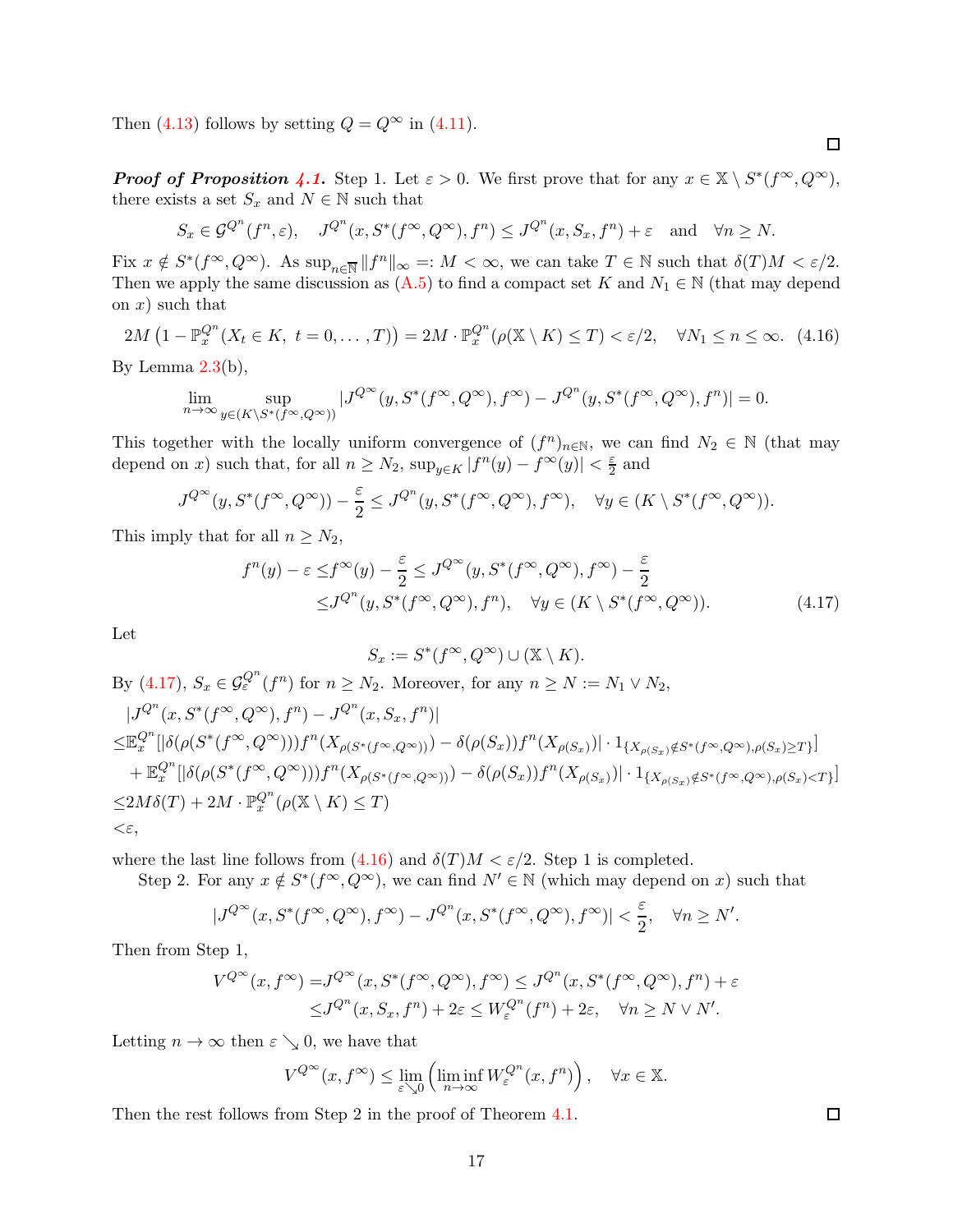Then (4.13) follows by setting $Q = Q^\infty$ in (4.11).

□

***Proof of Proposition 4.1.*** Step 1. Let $\varepsilon > 0$. We first prove that for any $x \in \mathbb{X} \setminus S^*(f^\infty, Q^\infty)$, there exists a set $S_x$ and $N \in \mathbb{N}$ such that

$$S_x \in \mathcal{G}^{Q^n}(f^n, \varepsilon), \quad J^{Q^n}(x, S^*(f^\infty, Q^\infty), f^n) \le J^{Q^n}(x, S_x, f^n) + \varepsilon \quad \text{and} \quad \forall n \ge N.$$

Fix $x \notin S^*(f^\infty, Q^\infty)$. As $\sup_{n \in \overline{\mathbb{N}}} \|f^n\|_\infty =: M < \infty$, we can take $T \in \mathbb{N}$ such that $\delta(T)M < \varepsilon/2$. Then we apply the same discussion as (A.5) to find a compact set $K$ and $N_1 \in \mathbb{N}$ (that may depend on $x$) such that

$$2M\left(1 - \mathbb{P}_x^{Q^n}(X_t \in K,\ t = 0, \dots, T)\right) = 2M \cdot \mathbb{P}_x^{Q^n}(\rho(\mathbb{X} \setminus K) \le T) < \varepsilon/2, \quad \forall N_1 \le n \le \infty. \tag{4.16}$$

By Lemma 2.3(b),

$$\lim_{n \to \infty} \sup_{y \in (K \setminus S^*(f^\infty, Q^\infty))} |J^{Q^\infty}(y, S^*(f^\infty, Q^\infty), f^\infty) - J^{Q^n}(y, S^*(f^\infty, Q^\infty), f^n)| = 0.$$

This together with the locally uniform convergence of $(f^n)_{n \in \mathbb{N}}$, we can find $N_2 \in \mathbb{N}$ (that may depend on $x$) such that, for all $n \ge N_2$, $\sup_{y \in K} |f^n(y) - f^\infty(y)| < \frac{\varepsilon}{2}$ and

$$J^{Q^\infty}(y, S^*(f^\infty, Q^\infty)) - \frac{\varepsilon}{2} \le J^{Q^n}(y, S^*(f^\infty, Q^\infty), f^\infty), \quad \forall y \in (K \setminus S^*(f^\infty, Q^\infty)).$$

This imply that for all $n \ge N_2$,

$$\begin{aligned} f^n(y) - \varepsilon \le & f^\infty(y) - \frac{\varepsilon}{2} \le J^{Q^\infty}(y, S^*(f^\infty, Q^\infty), f^\infty) - \frac{\varepsilon}{2} \\ \le & J^{Q^n}(y, S^*(f^\infty, Q^\infty), f^n), \quad \forall y \in (K \setminus S^*(f^\infty, Q^\infty)). \end{aligned} \tag{4.17}$$

Let

$$S_x := S^*(f^\infty, Q^\infty) \cup (\mathbb{X} \setminus K).$$

By (4.17), $S_x \in \mathcal{G}_\varepsilon^{Q^n}(f^n)$ for $n \ge N_2$. Moreover, for any $n \ge N := N_1 \vee N_2$,

$$\begin{aligned} & |J^{Q^n}(x, S^*(f^\infty, Q^\infty), f^n) - J^{Q^n}(x, S_x, f^n)| \\ \le & \mathbb{E}_x^{Q^n}[|\delta(\rho(S^*(f^\infty, Q^\infty))) f^n(X_{\rho(S^*(f^\infty, Q^\infty))}) - \delta(\rho(S_x)) f^n(X_{\rho(S_x)})| \cdot 1_{\{X_{\rho(S_x)} \notin S^*(f^\infty, Q^\infty), \rho(S_x) \ge T\}}] \\ & + \mathbb{E}_x^{Q^n}[|\delta(\rho(S^*(f^\infty, Q^\infty))) f^n(X_{\rho(S^*(f^\infty, Q^\infty))}) - \delta(\rho(S_x)) f^n(X_{\rho(S_x)})| \cdot 1_{\{X_{\rho(S_x)} \notin S^*(f^\infty, Q^\infty), \rho(S_x) < T\}}] \\ \le & 2M\delta(T) + 2M \cdot \mathbb{P}_x^{Q^n}(\rho(\mathbb{X} \setminus K) \le T) \\ < & \varepsilon, \end{aligned}$$

where the last line follows from (4.16) and $\delta(T)M < \varepsilon/2$. Step 1 is completed.

Step 2. For any $x \notin S^*(f^\infty, Q^\infty)$, we can find $N' \in \mathbb{N}$ (which may depend on $x$) such that

$$|J^{Q^\infty}(x, S^*(f^\infty, Q^\infty), f^\infty) - J^{Q^n}(x, S^*(f^\infty, Q^\infty), f^\infty)| < \frac{\varepsilon}{2}, \quad \forall n \ge N'.$$

Then from Step 1,

$$\begin{aligned} V^{Q^\infty}(x, f^\infty) = & J^{Q^\infty}(x, S^*(f^\infty, Q^\infty), f^\infty) \le J^{Q^n}(x, S^*(f^\infty, Q^\infty), f^n) + \varepsilon \\ \le & J^{Q^n}(x, S_x, f^n) + 2\varepsilon \le W_\varepsilon^{Q^n}(f^n) + 2\varepsilon, \quad \forall n \ge N \vee N'. \end{aligned}$$

Letting $n \to \infty$ then $\varepsilon \searrow 0$, we have that

$$V^{Q^\infty}(x, f^\infty) \le \lim_{\varepsilon \searrow 0} \left( \liminf_{n \to \infty} W_\varepsilon^{Q^n}(x, f^n) \right), \quad \forall x \in \mathbb{X}.$$

Then the rest follows from Step 2 in the proof of Theorem 4.1.

□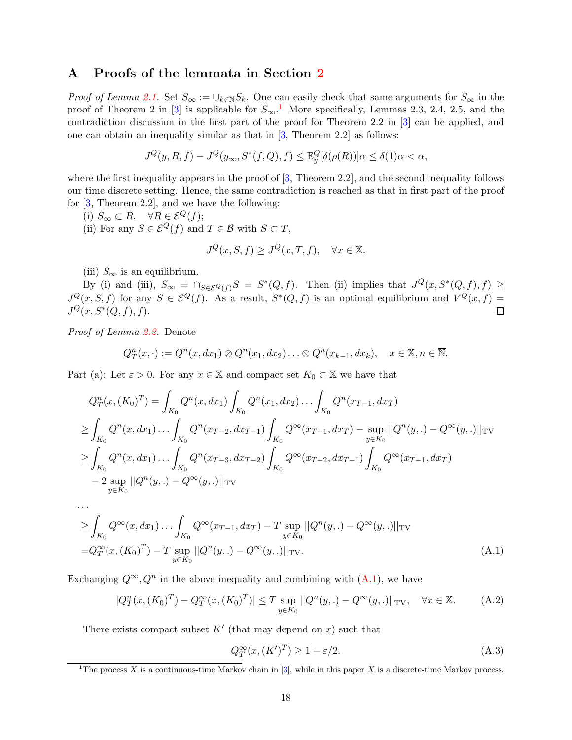# A Proofs of the lemmata in Section 2

*Proof of Lemma 2.1.* Set $S_\infty := \cup_{k\in\mathbb{N}} S_k$. One can easily check that same arguments for $S_\infty$ in the proof of Theorem 2 in [3] is applicable for $S_\infty$.[1] More specifically, Lemmas 2.3, 2.4, 2.5, and the contradiction discussion in the first part of the proof for Theorem 2.2 in [3] can be applied, and one can obtain an inequality similar as that in [3, Theorem 2.2] as follows:

$$J^Q(y, R, f) - J^Q(y_\infty, S^*(f, Q), f) \le \mathbb{E}_y^Q[\delta(\rho(R))]\alpha \le \delta(1)\alpha < \alpha,$$

where the first inequality appears in the proof of [3, Theorem 2.2], and the second inequality follows our time discrete setting. Hence, the same contradiction is reached as that in first part of the proof for [3, Theorem 2.2], and we have the following:

(i) $S_\infty \subset R, \quad \forall R \in \mathcal{E}^Q(f)$;

(ii) For any $S \in \mathcal{E}^Q(f)$ and $T \in \mathcal{B}$ with $S \subset T$,

$$J^Q(x, S, f) \ge J^Q(x, T, f), \quad \forall x \in \mathbb{X}.$$

(iii) $S_\infty$ is an equilibrium.

By (i) and (iii), $S_\infty = \cap_{S\in\mathcal{E}^Q(f)} S = S^*(Q, f)$. Then (ii) implies that $J^Q(x, S^*(Q, f), f) \ge J^Q(x, S, f)$ for any $S \in \mathcal{E}^Q(f)$. As a result, $S^*(Q, f)$ is an optimal equilibrium and $V^Q(x, f) = J^Q(x, S^*(Q, f), f)$. ◻

*Proof of Lemma 2.2.* Denote

$$Q_T^n(x, \cdot) := Q^n(x, dx_1) \otimes Q^n(x_1, dx_2) \ldots \otimes Q^n(x_{k-1}, dx_k), \quad x \in \mathbb{X}, n \in \overline{\mathbb{N}}.$$

Part (a): Let $\varepsilon > 0$. For any $x \in \mathbb{X}$ and compact set $K_0 \subset \mathbb{X}$ we have that

$$
\begin{aligned}
&Q_T^n(x, (K_0)^T) = \int_{K_0} Q^n(x, dx_1) \int_{K_0} Q^n(x_1, dx_2) \ldots \int_{K_0} Q^n(x_{T-1}, dx_T) \\
\ge& \int_{K_0} Q^n(x, dx_1) \ldots \int_{K_0} Q^n(x_{T-2}, dx_{T-1}) \int_{K_0} Q^\infty(x_{T-1}, dx_T) - \sup_{y\in K_0} ||Q^n(y, .) - Q^\infty(y, .)||_{\mathrm{TV}} \\
\ge& \int_{K_0} Q^n(x, dx_1) \ldots \int_{K_0} Q^n(x_{T-3}, dx_{T-2}) \int_{K_0} Q^\infty(x_{T-2}, dx_{T-1}) \int_{K_0} Q^\infty(x_{T-1}, dx_T) \\
&- 2 \sup_{y\in K_0} ||Q^n(y, .) - Q^\infty(y, .)||_{\mathrm{TV}} \\
&\ldots \\
\ge& \int_{K_0} Q^\infty(x, dx_1) \ldots \int_{K_0} Q^\infty(x_{T-1}, dx_T) - T \sup_{y\in K_0} ||Q^n(y, .) - Q^\infty(y, .)||_{\mathrm{TV}} \\
=& Q_T^\infty(x, (K_0)^T) - T \sup_{y\in K_0} ||Q^n(y, .) - Q^\infty(y, .)||_{\mathrm{TV}}.
\end{aligned}
\tag{A.1}
$$

Exchanging $Q^\infty, Q^n$ in the above inequality and combining with (A.1), we have

$$|Q_T^n(x, (K_0)^T) - Q_T^\infty(x, (K_0)^T)| \le T \sup_{y\in K_0} ||Q^n(y, .) - Q^\infty(y, .)||_{\mathrm{TV}}, \quad \forall x \in \mathbb{X}. \tag{A.2}$$

There exists compact subset $K'$ (that may depend on $x$) such that

$$Q_T^\infty(x, (K')^T) \ge 1 - \varepsilon/2. \tag{A.3}$$

[1] The process $X$ is a continuous-time Markov chain in [3], while in this paper $X$ is a discrete-time Markov process.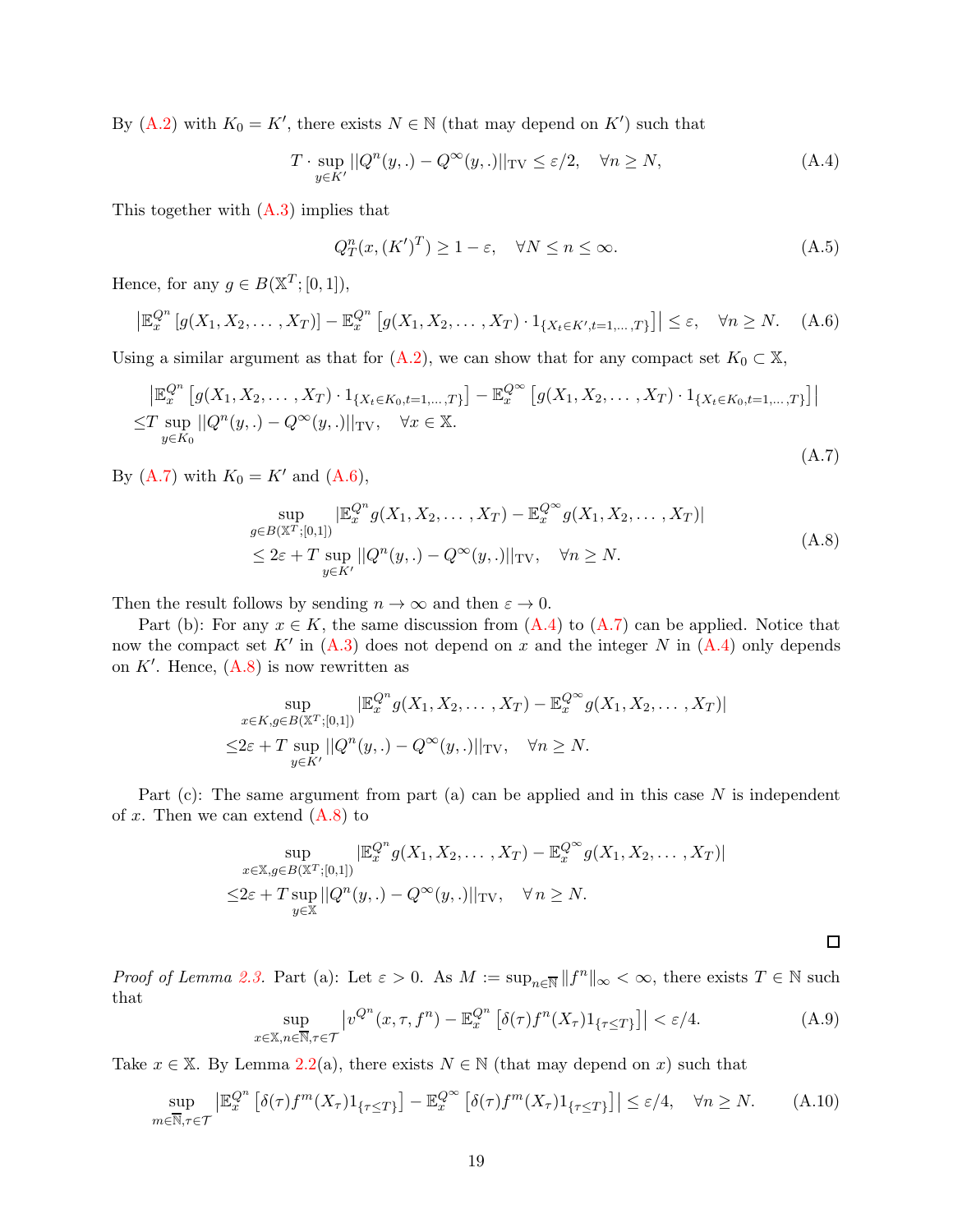By (A.2) with $K_0 = K'$, there exists $N \in \mathbb{N}$ (that may depend on $K'$) such that

$$T \cdot \sup_{y \in K'} ||Q^n(y, .) - Q^\infty(y, .)||_{\mathrm{TV}} \leq \varepsilon/2, \quad \forall n \geq N, \tag{A.4}$$

This together with (A.3) implies that

$$Q^n_T(x, (K')^T) \geq 1 - \varepsilon, \quad \forall N \leq n \leq \infty. \tag{A.5}$$

Hence, for any $g \in B(\mathbb{X}^T; [0,1])$,

$$\left| \mathbb{E}^{Q^n}_x \left[ g(X_1, X_2, \dots, X_T) \right] - \mathbb{E}^{Q^n}_x \left[ g(X_1, X_2, \dots, X_T) \cdot 1_{\{X_t \in K', t=1,\dots,T\}} \right] \right| \leq \varepsilon, \quad \forall n \geq N. \tag{A.6}$$

Using a similar argument as that for (A.2), we can show that for any compact set $K_0 \subset \mathbb{X}$,

$$\begin{aligned} &\left| \mathbb{E}^{Q^n}_x \left[ g(X_1, X_2, \dots, X_T) \cdot 1_{\{X_t \in K_0, t=1,\dots,T\}} \right] - \mathbb{E}^{Q^\infty}_x \left[ g(X_1, X_2, \dots, X_T) \cdot 1_{\{X_t \in K_0, t=1,\dots,T\}} \right] \right| \\ \leq &T \sup_{y \in K_0} ||Q^n(y, .) - Q^\infty(y, .)||_{\mathrm{TV}}, \quad \forall x \in \mathbb{X}. \end{aligned} \tag{A.7}$$

By (A.7) with $K_0 = K'$ and (A.6),

$$\begin{aligned} &\sup_{g \in B(\mathbb{X}^T; [0,1])} |\mathbb{E}^{Q^n}_x g(X_1, X_2, \dots, X_T) - \mathbb{E}^{Q^\infty}_x g(X_1, X_2, \dots, X_T)| \\ &\leq 2\varepsilon + T \sup_{y \in K'} ||Q^n(y, .) - Q^\infty(y, .)||_{\mathrm{TV}}, \quad \forall n \geq N. \end{aligned} \tag{A.8}$$

Then the result follows by sending $n \to \infty$ and then $\varepsilon \to 0$.

Part (b): For any $x \in K$, the same discussion from (A.4) to (A.7) can be applied. Notice that now the compact set $K'$ in (A.3) does not depend on $x$ and the integer $N$ in (A.4) only depends on $K'$. Hence, (A.8) is now rewritten as

$$\begin{aligned} &\sup_{x \in K, g \in B(\mathbb{X}^T; [0,1])} |\mathbb{E}^{Q^n}_x g(X_1, X_2, \dots, X_T) - \mathbb{E}^{Q^\infty}_x g(X_1, X_2, \dots, X_T)| \\ \leq &2\varepsilon + T \sup_{y \in K'} ||Q^n(y, .) - Q^\infty(y, .)||_{\mathrm{TV}}, \quad \forall n \geq N. \end{aligned}$$

Part (c): The same argument from part (a) can be applied and in this case $N$ is independent of $x$. Then we can extend (A.8) to

$$\begin{aligned} &\sup_{x \in \mathbb{X}, g \in B(\mathbb{X}^T; [0,1])} |\mathbb{E}^{Q^n}_x g(X_1, X_2, \dots, X_T) - \mathbb{E}^{Q^\infty}_x g(X_1, X_2, \dots, X_T)| \\ \leq &2\varepsilon + T \sup_{y \in \mathbb{X}} ||Q^n(y, .) - Q^\infty(y, .)||_{\mathrm{TV}}, \quad \forall n \geq N. \end{aligned}$$

□

*Proof of Lemma 2.3.* Part (a): Let $\varepsilon > 0$. As $M := \sup_{n \in \overline{\mathbb{N}}} \|f^n\|_\infty < \infty$, there exists $T \in \mathbb{N}$ such that

$$\sup_{x \in \mathbb{X}, n \in \overline{\mathbb{N}}, \tau \in \mathcal{T}} \left| v^{Q^n}(x, \tau, f^n) - \mathbb{E}^{Q^n}_x \left[ \delta(\tau) f^n(X_\tau) 1_{\{\tau \leq T\}} \right] \right| < \varepsilon/4. \tag{A.9}$$

Take $x \in \mathbb{X}$. By Lemma 2.2(a), there exists $N \in \mathbb{N}$ (that may depend on $x$) such that

$$\sup_{m \in \overline{\mathbb{N}}, \tau \in \mathcal{T}} \left| \mathbb{E}^{Q^n}_x \left[ \delta(\tau) f^m(X_\tau) 1_{\{\tau \leq T\}} \right] - \mathbb{E}^{Q^\infty}_x \left[ \delta(\tau) f^m(X_\tau) 1_{\{\tau \leq T\}} \right] \right| \leq \varepsilon/4, \quad \forall n \geq N. \tag{A.10}$$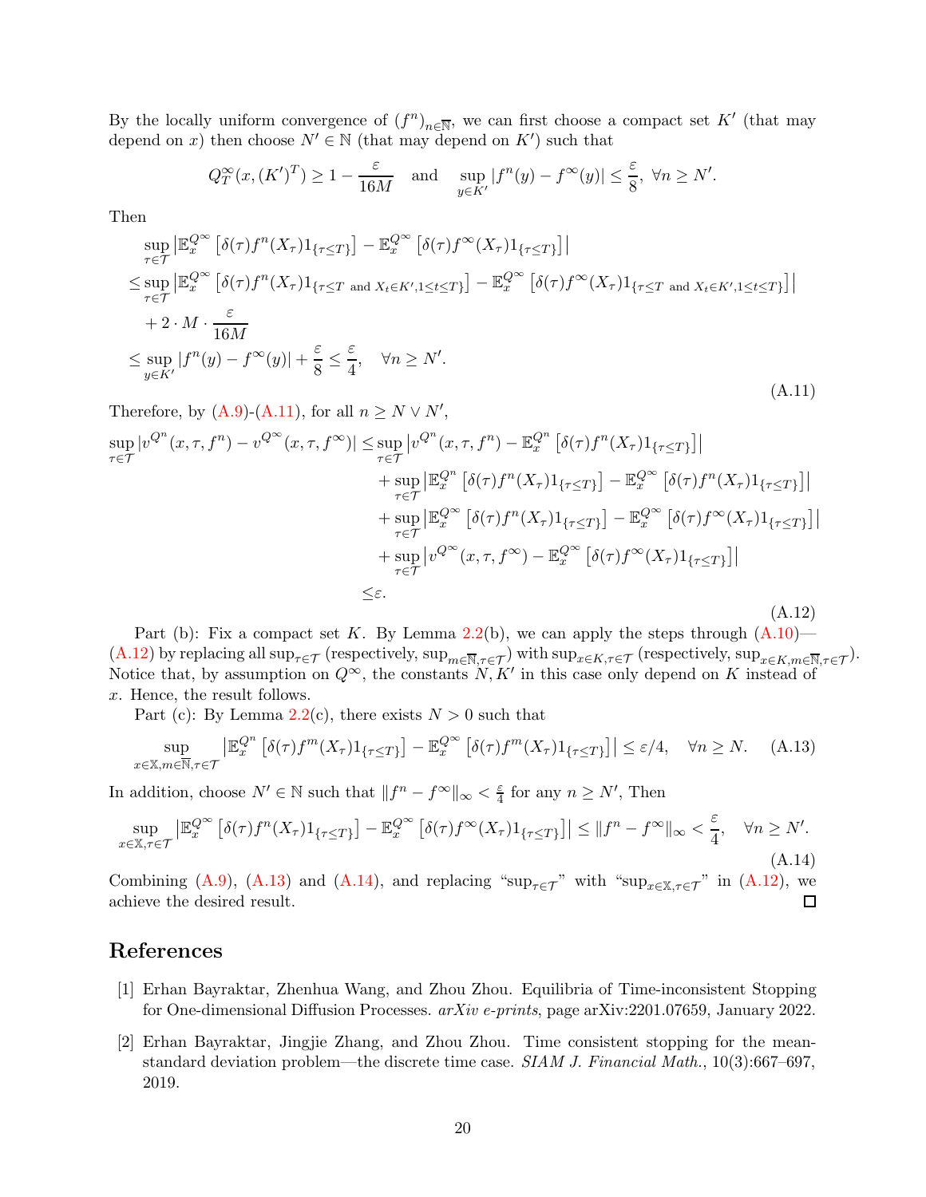By the locally uniform convergence of $(f^n)_{n\in\overline{\mathbb{N}}}$, we can first choose a compact set $K'$ (that may depend on $x$) then choose $N' \in \mathbb{N}$ (that may depend on $K'$) such that

$$Q_T^\infty(x, (K')^T) \geq 1 - \frac{\varepsilon}{16M} \quad \text{and} \quad \sup_{y\in K'} |f^n(y) - f^\infty(y)| \leq \frac{\varepsilon}{8}, \ \forall n \geq N'.$$

Then

$$\begin{aligned}
&\sup_{\tau\in\mathcal{T}} \left| \mathbb{E}_x^{Q^\infty}\left[\delta(\tau) f^n(X_\tau) 1_{\{\tau\leq T\}}\right] - \mathbb{E}_x^{Q^\infty}\left[\delta(\tau) f^\infty(X_\tau) 1_{\{\tau\leq T\}}\right] \right| \\
\leq &\sup_{\tau\in\mathcal{T}} \left| \mathbb{E}_x^{Q^\infty}\left[\delta(\tau) f^n(X_\tau) 1_{\{\tau\leq T \text{ and } X_t\in K', 1\leq t\leq T\}}\right] - \mathbb{E}_x^{Q^\infty}\left[\delta(\tau) f^\infty(X_\tau) 1_{\{\tau\leq T \text{ and } X_t\in K', 1\leq t\leq T\}}\right] \right| \\
&+ 2\cdot M \cdot \frac{\varepsilon}{16M} \\
\leq &\sup_{y\in K'} |f^n(y) - f^\infty(y)| + \frac{\varepsilon}{8} \leq \frac{\varepsilon}{4}, \quad \forall n \geq N'.
\end{aligned} \tag{A.11}$$

Therefore, by (A.9)-(A.11), for all $n \geq N \vee N'$,

$$\begin{aligned}
\sup_{\tau\in\mathcal{T}} |v^{Q^n}(x,\tau,f^n) - v^{Q^\infty}(x,\tau,f^\infty)| \leq &\sup_{\tau\in\mathcal{T}} \left| v^{Q^n}(x,\tau,f^n) - \mathbb{E}_x^{Q^n}\left[\delta(\tau) f^n(X_\tau) 1_{\{\tau\leq T\}}\right] \right| \\
&+ \sup_{\tau\in\mathcal{T}} \left| \mathbb{E}_x^{Q^n}\left[\delta(\tau) f^n(X_\tau) 1_{\{\tau\leq T\}}\right] - \mathbb{E}_x^{Q^\infty}\left[\delta(\tau) f^n(X_\tau) 1_{\{\tau\leq T\}}\right] \right| \\
&+ \sup_{\tau\in\mathcal{T}} \left| \mathbb{E}_x^{Q^\infty}\left[\delta(\tau) f^n(X_\tau) 1_{\{\tau\leq T\}}\right] - \mathbb{E}_x^{Q^\infty}\left[\delta(\tau) f^\infty(X_\tau) 1_{\{\tau\leq T\}}\right] \right| \\
&+ \sup_{\tau\in\mathcal{T}} \left| v^{Q^\infty}(x,\tau,f^\infty) - \mathbb{E}_x^{Q^\infty}\left[\delta(\tau) f^\infty(X_\tau) 1_{\{\tau\leq T\}}\right] \right| \\
\leq &\varepsilon.
\end{aligned} \tag{A.12}$$

Part (b): Fix a compact set $K$. By Lemma 2.2(b), we can apply the steps through (A.10)—(A.12) by replacing all $\sup_{\tau\in\mathcal{T}}$ (respectively, $\sup_{m\in\overline{\mathbb{N}},\tau\in\mathcal{T}}$) with $\sup_{x\in K,\tau\in\mathcal{T}}$ (respectively, $\sup_{x\in K, m\in\overline{\mathbb{N}},\tau\in\mathcal{T}}$). Notice that, by assumption on $Q^\infty$, the constants $N, K'$ in this case only depend on $K$ instead of $x$. Hence, the result follows.

Part (c): By Lemma 2.2(c), there exists $N > 0$ such that

$$\sup_{x\in\mathbb{X}, m\in\overline{\mathbb{N}},\tau\in\mathcal{T}} \left| \mathbb{E}_x^{Q^n}\left[\delta(\tau) f^m(X_\tau) 1_{\{\tau\leq T\}}\right] - \mathbb{E}_x^{Q^\infty}\left[\delta(\tau) f^m(X_\tau) 1_{\{\tau\leq T\}}\right] \right| \leq \varepsilon/4, \quad \forall n \geq N. \tag{A.13}$$

In addition, choose $N' \in \mathbb{N}$ such that $\|f^n - f^\infty\|_\infty < \frac{\varepsilon}{4}$ for any $n \geq N'$, Then

$$\sup_{x\in\mathbb{X},\tau\in\mathcal{T}} \left| \mathbb{E}_x^{Q^\infty}\left[\delta(\tau) f^n(X_\tau) 1_{\{\tau\leq T\}}\right] - \mathbb{E}_x^{Q^\infty}\left[\delta(\tau) f^\infty(X_\tau) 1_{\{\tau\leq T\}}\right] \right| \leq \|f^n - f^\infty\|_\infty < \frac{\varepsilon}{4}, \quad \forall n \geq N'. \tag{A.14}$$

Combining (A.9), (A.13) and (A.14), and replacing "$\sup_{\tau\in\mathcal{T}}$" with "$\sup_{x\in\mathbb{X},\tau\in\mathcal{T}}$" in (A.12), we achieve the desired result. □

# References

[1] Erhan Bayraktar, Zhenhua Wang, and Zhou Zhou. Equilibria of Time-inconsistent Stopping for One-dimensional Diffusion Processes. *arXiv e-prints*, page arXiv:2201.07659, January 2022.

[2] Erhan Bayraktar, Jingjie Zhang, and Zhou Zhou. Time consistent stopping for the mean-standard deviation problem—the discrete time case. *SIAM J. Financial Math.*, 10(3):667–697, 2019.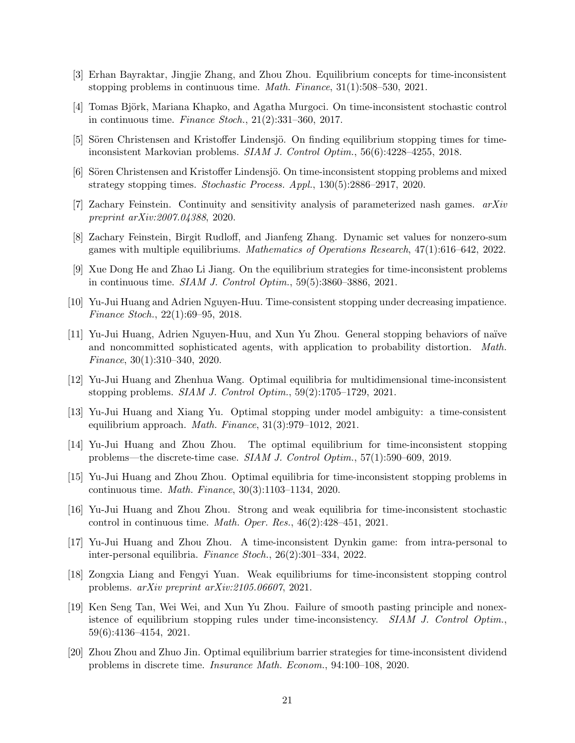[3] Erhan Bayraktar, Jingjie Zhang, and Zhou Zhou. Equilibrium concepts for time-inconsistent stopping problems in continuous time. *Math. Finance*, 31(1):508–530, 2021.

[4] Tomas Björk, Mariana Khapko, and Agatha Murgoci. On time-inconsistent stochastic control in continuous time. *Finance Stoch.*, 21(2):331–360, 2017.

[5] Sören Christensen and Kristoffer Lindensjö. On finding equilibrium stopping times for time-inconsistent Markovian problems. *SIAM J. Control Optim.*, 56(6):4228–4255, 2018.

[6] Sören Christensen and Kristoffer Lindensjö. On time-inconsistent stopping problems and mixed strategy stopping times. *Stochastic Process. Appl.*, 130(5):2886–2917, 2020.

[7] Zachary Feinstein. Continuity and sensitivity analysis of parameterized nash games. *arXiv preprint arXiv:2007.04388*, 2020.

[8] Zachary Feinstein, Birgit Rudloff, and Jianfeng Zhang. Dynamic set values for nonzero-sum games with multiple equilibriums. *Mathematics of Operations Research*, 47(1):616–642, 2022.

[9] Xue Dong He and Zhao Li Jiang. On the equilibrium strategies for time-inconsistent problems in continuous time. *SIAM J. Control Optim.*, 59(5):3860–3886, 2021.

[10] Yu-Jui Huang and Adrien Nguyen-Huu. Time-consistent stopping under decreasing impatience. *Finance Stoch.*, 22(1):69–95, 2018.

[11] Yu-Jui Huang, Adrien Nguyen-Huu, and Xun Yu Zhou. General stopping behaviors of naïve and noncommitted sophisticated agents, with application to probability distortion. *Math. Finance*, 30(1):310–340, 2020.

[12] Yu-Jui Huang and Zhenhua Wang. Optimal equilibria for multidimensional time-inconsistent stopping problems. *SIAM J. Control Optim.*, 59(2):1705–1729, 2021.

[13] Yu-Jui Huang and Xiang Yu. Optimal stopping under model ambiguity: a time-consistent equilibrium approach. *Math. Finance*, 31(3):979–1012, 2021.

[14] Yu-Jui Huang and Zhou Zhou. The optimal equilibrium for time-inconsistent stopping problems—the discrete-time case. *SIAM J. Control Optim.*, 57(1):590–609, 2019.

[15] Yu-Jui Huang and Zhou Zhou. Optimal equilibria for time-inconsistent stopping problems in continuous time. *Math. Finance*, 30(3):1103–1134, 2020.

[16] Yu-Jui Huang and Zhou Zhou. Strong and weak equilibria for time-inconsistent stochastic control in continuous time. *Math. Oper. Res.*, 46(2):428–451, 2021.

[17] Yu-Jui Huang and Zhou Zhou. A time-inconsistent Dynkin game: from intra-personal to inter-personal equilibria. *Finance Stoch.*, 26(2):301–334, 2022.

[18] Zongxia Liang and Fengyi Yuan. Weak equilibriums for time-inconsistent stopping control problems. *arXiv preprint arXiv:2105.06607*, 2021.

[19] Ken Seng Tan, Wei Wei, and Xun Yu Zhou. Failure of smooth pasting principle and nonexistence of equilibrium stopping rules under time-inconsistency. *SIAM J. Control Optim.*, 59(6):4136–4154, 2021.

[20] Zhou Zhou and Zhuo Jin. Optimal equilibrium barrier strategies for time-inconsistent dividend problems in discrete time. *Insurance Math. Econom.*, 94:100–108, 2020.